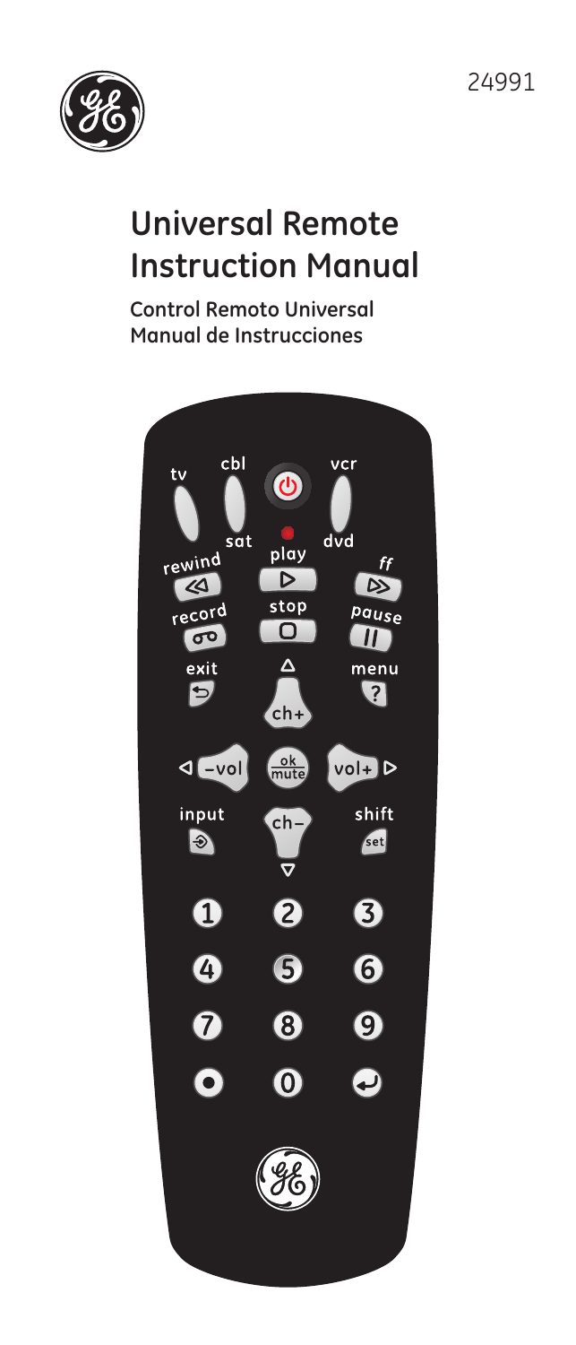24991

# Universal Remote Instruction Manual

**Control Remoto Universal Manual de Instrucciones**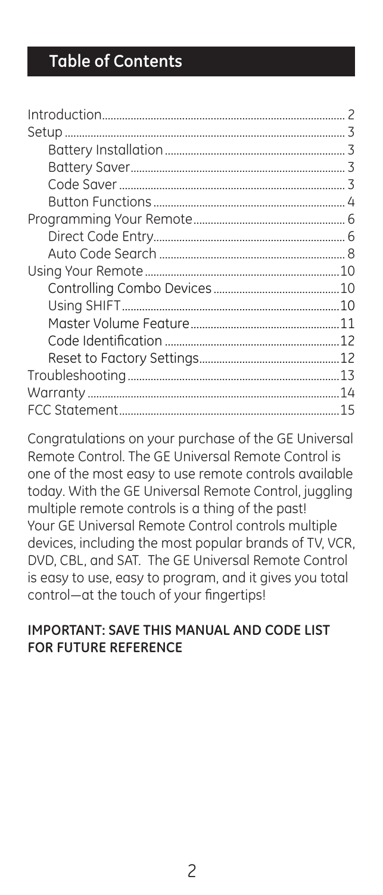## Table of Contents

| | |
|---|---|
| Introduction | 2 |
| Setup | 3 |
| Battery Installation | 3 |
| Battery Saver | 3 |
| Code Saver | 3 |
| Button Functions | 4 |
| Programming Your Remote | 6 |
| Direct Code Entry | 6 |
| Auto Code Search | 8 |
| Using Your Remote | 10 |
| Controlling Combo Devices | 10 |
| Using SHIFT | 10 |
| Master Volume Feature | 11 |
| Code Identification | 12 |
| Reset to Factory Settings | 12 |
| Troubleshooting | 13 |
| Warranty | 14 |
| FCC Statement | 15 |

Congratulations on your purchase of the GE Universal Remote Control. The GE Universal Remote Control is one of the most easy to use remote controls available today. With the GE Universal Remote Control, juggling multiple remote controls is a thing of the past! Your GE Universal Remote Control controls multiple devices, including the most popular brands of TV, VCR, DVD, CBL, and SAT. The GE Universal Remote Control is easy to use, easy to program, and it gives you total control—at the touch of your fingertips!

**IMPORTANT: SAVE THIS MANUAL AND CODE LIST FOR FUTURE REFERENCE**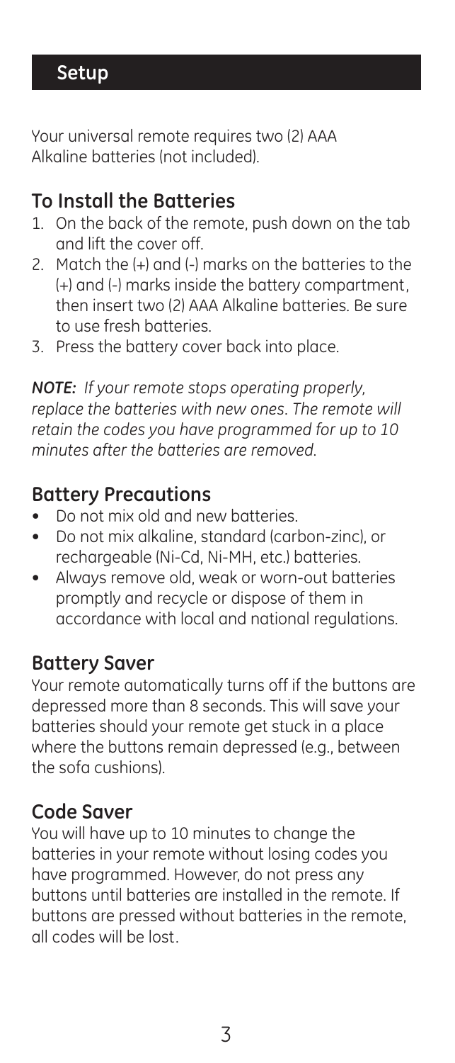# Setup

Your universal remote requires two (2) AAA Alkaline batteries (not included).

## To Install the Batteries

1. On the back of the remote, push down on the tab and lift the cover off.
2. Match the (+) and (-) marks on the batteries to the (+) and (-) marks inside the battery compartment, then insert two (2) AAA Alkaline batteries. Be sure to use fresh batteries.
3. Press the battery cover back into place.

***NOTE:*** *If your remote stops operating properly, replace the batteries with new ones. The remote will retain the codes you have programmed for up to 10 minutes after the batteries are removed.*

## Battery Precautions

- Do not mix old and new batteries.
- Do not mix alkaline, standard (carbon-zinc), or rechargeable (Ni-Cd, Ni-MH, etc.) batteries.
- Always remove old, weak or worn-out batteries promptly and recycle or dispose of them in accordance with local and national regulations.

## Battery Saver

Your remote automatically turns off if the buttons are depressed more than 8 seconds. This will save your batteries should your remote get stuck in a place where the buttons remain depressed (e.g., between the sofa cushions).

## Code Saver

You will have up to 10 minutes to change the batteries in your remote without losing codes you have programmed. However, do not press any buttons until batteries are installed in the remote. If buttons are pressed without batteries in the remote, all codes will be lost.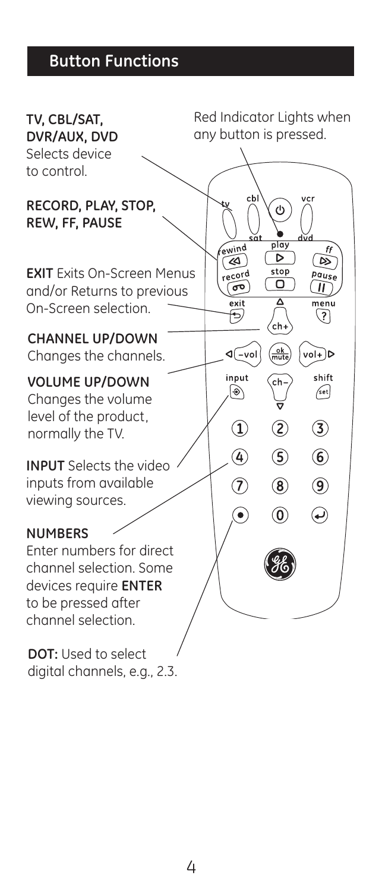## Button Functions

**TV, CBL/SAT, DVR/AUX, DVD** Selects device to control.

Red Indicator Lights when any button is pressed.

**RECORD, PLAY, STOP, REW, FF, PAUSE**

**EXIT** Exits On-Screen Menus and/or Returns to previous On-Screen selection.

**CHANNEL UP/DOWN** Changes the channels.

**VOLUME UP/DOWN** Changes the volume level of the product, normally the TV.

**INPUT** Selects the video inputs from available viewing sources.

**NUMBERS** Enter numbers for direct channel selection. Some devices require **ENTER** to be pressed after channel selection.

**DOT:** Used to select digital channels, e.g., 2.3.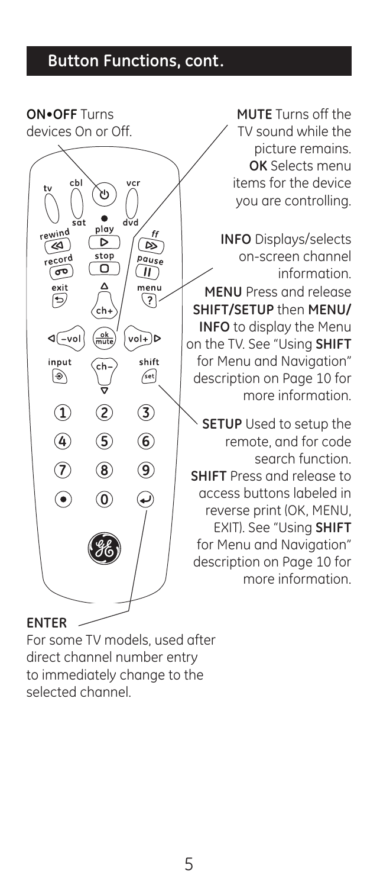## Button Functions, cont.

**ON•OFF** Turns devices On or Off.

**MUTE** Turns off the TV sound while the picture remains.

**OK** Selects menu items for the device you are controlling.

**INFO** Displays/selects on-screen channel information.

**MENU** Press and release **SHIFT/SETUP** then **MENU/INFO** to display the Menu on the TV. See "Using **SHIFT** for Menu and Navigation" description on Page 10 for more information.

**SETUP** Used to setup the remote, and for code search function.

**SHIFT** Press and release to access buttons labeled in reverse print (OK, MENU, EXIT). See "Using **SHIFT** for Menu and Navigation" description on Page 10 for more information.

**ENTER**
For some TV models, used after direct channel number entry to immediately change to the selected channel.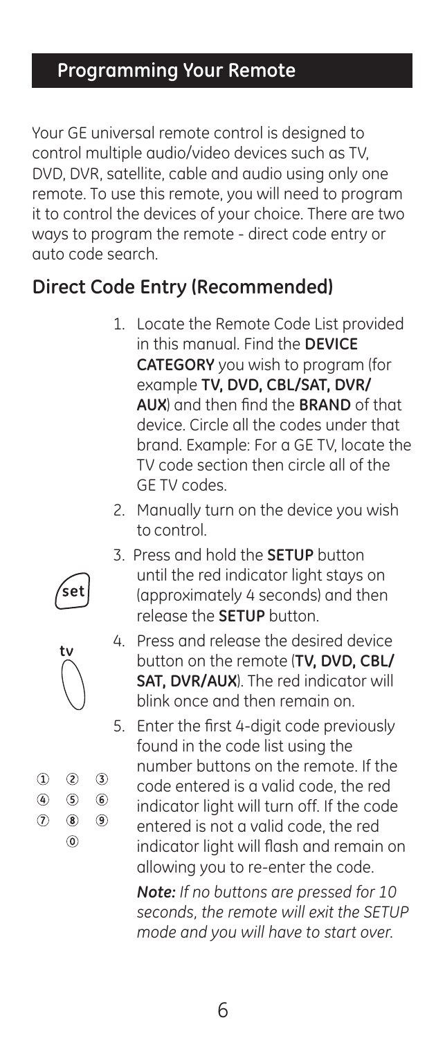## Programming Your Remote

Your GE universal remote control is designed to control multiple audio/video devices such as TV, DVD, DVR, satellite, cable and audio using only one remote. To use this remote, you will need to program it to control the devices of your choice. There are two ways to program the remote - direct code entry or auto code search.

### Direct Code Entry (Recommended)

1. Locate the Remote Code List provided in this manual. Find the **DEVICE CATEGORY** you wish to program (for example **TV, DVD, CBL/SAT, DVR/AUX**) and then find the **BRAND** of that device. Circle all the codes under that brand. Example: For a GE TV, locate the TV code section then circle all of the GE TV codes.
2. Manually turn on the device you wish to control.
3. Press and hold the **SETUP** button until the red indicator light stays on (approximately 4 seconds) and then release the **SETUP** button.
4. Press and release the desired device button on the remote (**TV, DVD, CBL/SAT, DVR/AUX**). The red indicator will blink once and then remain on.
5. Enter the first 4-digit code previously found in the code list using the number buttons on the remote. If the code entered is a valid code, the red indicator light will turn off. If the code entered is not a valid code, the red indicator light will flash and remain on allowing you to re-enter the code.

   ***Note:*** *If no buttons are pressed for 10 seconds, the remote will exit the SETUP mode and you will have to start over.*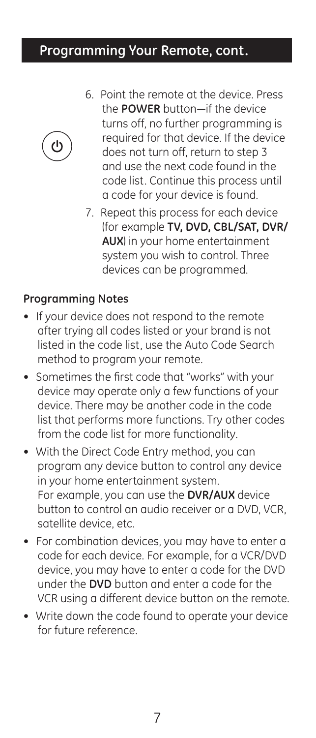## Programming Your Remote, cont.

6. Point the remote at the device. Press the **POWER** button—if the device turns off, no further programming is required for that device. If the device does not turn off, return to step 3 and use the next code found in the code list. Continue this process until a code for your device is found.
7. Repeat this process for each device (for example **TV, DVD, CBL/SAT, DVR/AUX**) in your home entertainment system you wish to control. Three devices can be programmed.

### Programming Notes

- If your device does not respond to the remote after trying all codes listed or your brand is not listed in the code list, use the Auto Code Search method to program your remote.
- Sometimes the first code that "works" with your device may operate only a few functions of your device. There may be another code in the code list that performs more functions. Try other codes from the code list for more functionality.
- With the Direct Code Entry method, you can program any device button to control any device in your home entertainment system. For example, you can use the **DVR/AUX** device button to control an audio receiver or a DVD, VCR, satellite device, etc.
- For combination devices, you may have to enter a code for each device. For example, for a VCR/DVD device, you may have to enter a code for the DVD under the **DVD** button and enter a code for the VCR using a different device button on the remote.
- Write down the code found to operate your device for future reference.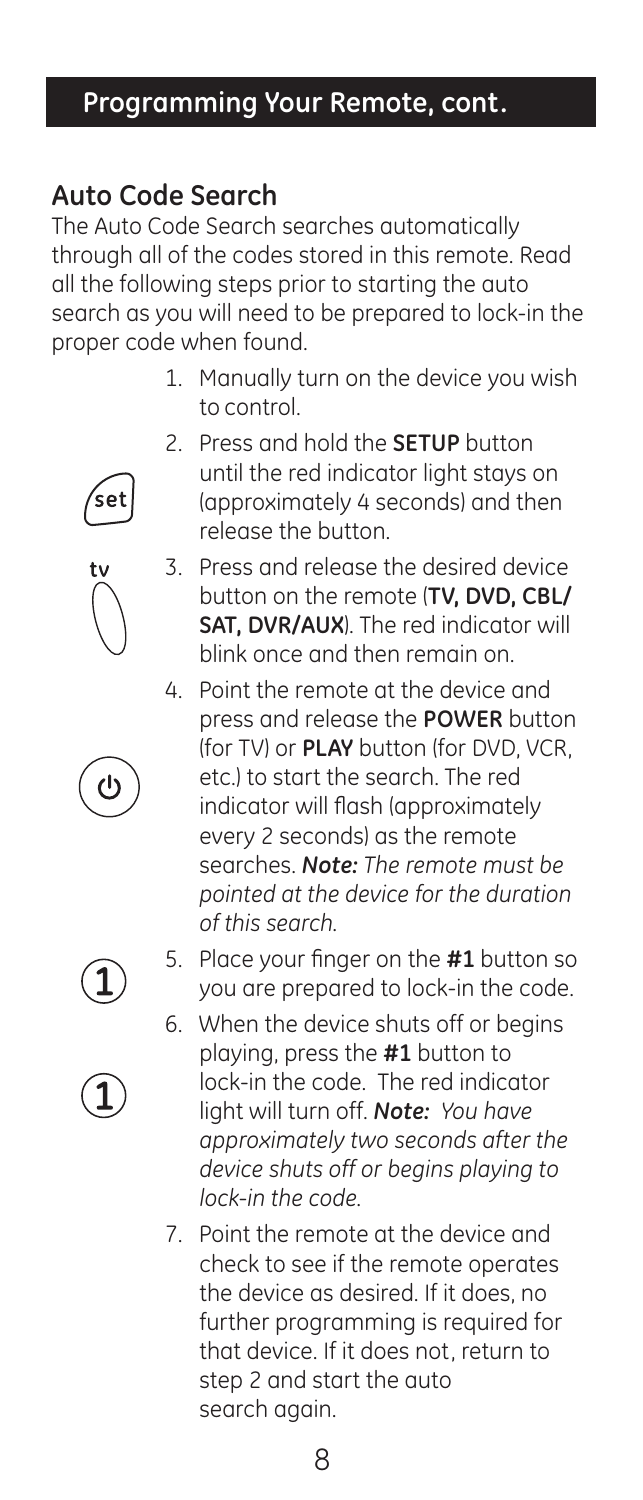## Programming Your Remote, cont.

### Auto Code Search

The Auto Code Search searches automatically through all of the codes stored in this remote. Read all the following steps prior to starting the auto search as you will need to be prepared to lock-in the proper code when found.

1. Manually turn on the device you wish to control.
2. Press and hold the **SETUP** button until the red indicator light stays on (approximately 4 seconds) and then release the button.
3. Press and release the desired device button on the remote (**TV, DVD, CBL/SAT, DVR/AUX**). The red indicator will blink once and then remain on.
4. Point the remote at the device and press and release the **POWER** button (for TV) or **PLAY** button (for DVD, VCR, etc.) to start the search. The red indicator will flash (approximately every 2 seconds) as the remote searches. ***Note:*** *The remote must be pointed at the device for the duration of this search.*
5. Place your finger on the **#1** button so you are prepared to lock-in the code.
6. When the device shuts off or begins playing, press the **#1** button to lock-in the code. The red indicator light will turn off. ***Note:*** *You have approximately two seconds after the device shuts off or begins playing to lock-in the code.*
7. Point the remote at the device and check to see if the remote operates the device as desired. If it does, no further programming is required for that device. If it does not, return to step 2 and start the auto search again.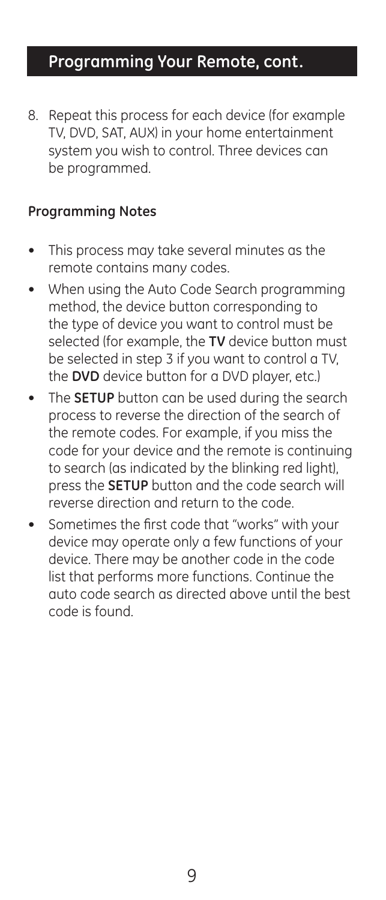## Programming Your Remote, cont.

8. Repeat this process for each device (for example TV, DVD, SAT, AUX) in your home entertainment system you wish to control. Three devices can be programmed.

**Programming Notes**

- This process may take several minutes as the remote contains many codes.
- When using the Auto Code Search programming method, the device button corresponding to the type of device you want to control must be selected (for example, the **TV** device button must be selected in step 3 if you want to control a TV, the **DVD** device button for a DVD player, etc.)
- The **SETUP** button can be used during the search process to reverse the direction of the search of the remote codes. For example, if you miss the code for your device and the remote is continuing to search (as indicated by the blinking red light), press the **SETUP** button and the code search will reverse direction and return to the code.
- Sometimes the first code that "works" with your device may operate only a few functions of your device. There may be another code in the code list that performs more functions. Continue the auto code search as directed above until the best code is found.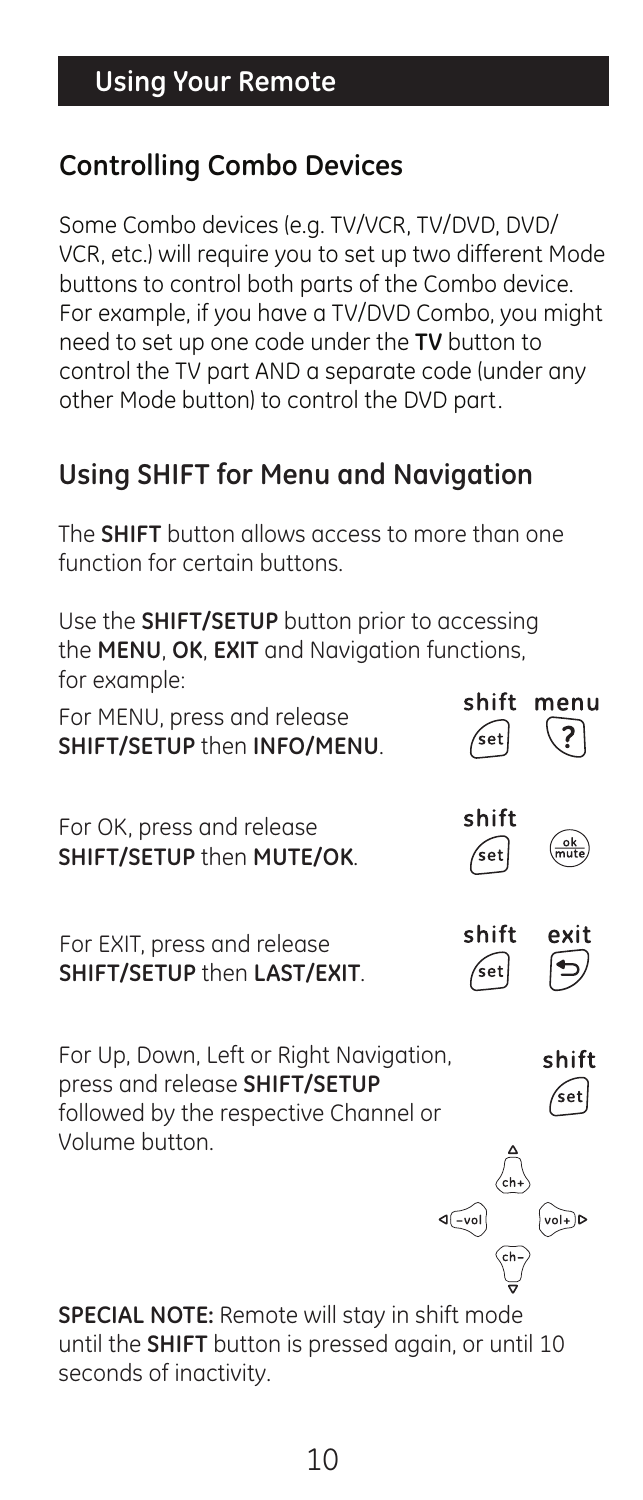## Using Your Remote

### Controlling Combo Devices

Some Combo devices (e.g. TV/VCR, TV/DVD, DVD/VCR, etc.) will require you to set up two different Mode buttons to control both parts of the Combo device. For example, if you have a TV/DVD Combo, you might need to set up one code under the **TV** button to control the TV part AND a separate code (under any other Mode button) to control the DVD part.

### Using SHIFT for Menu and Navigation

The **SHIFT** button allows access to more than one function for certain buttons.

Use the **SHIFT/SETUP** button prior to accessing the **MENU**, **OK**, **EXIT** and Navigation functions, for example:

For MENU, press and release **SHIFT/SETUP** then **INFO/MENU**.

For OK, press and release **SHIFT/SETUP** then **MUTE/OK**.

For EXIT, press and release **SHIFT/SETUP** then **LAST/EXIT**.

For Up, Down, Left or Right Navigation, press and release **SHIFT/SETUP** followed by the respective Channel or Volume button.

**SPECIAL NOTE:** Remote will stay in shift mode until the **SHIFT** button is pressed again, or until 10 seconds of inactivity.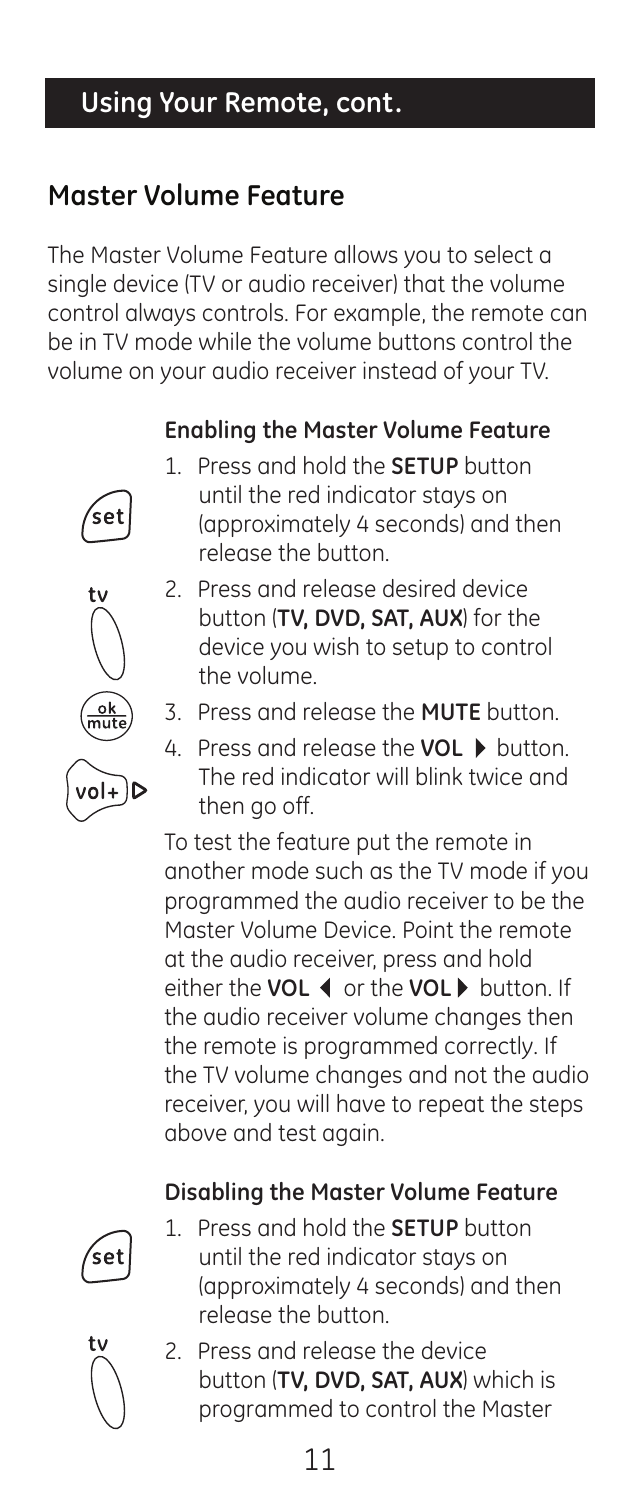## Using Your Remote, cont.

## Master Volume Feature

The Master Volume Feature allows you to select a single device (TV or audio receiver) that the volume control always controls. For example, the remote can be in TV mode while the volume buttons control the volume on your audio receiver instead of your TV.

### Enabling the Master Volume Feature

1. Press and hold the **SETUP** button until the red indicator stays on (approximately 4 seconds) and then release the button.
2. Press and release desired device button (**TV, DVD, SAT, AUX**) for the device you wish to setup to control the volume.
3. Press and release the **MUTE** button.
4. Press and release the **VOL ▶** button. The red indicator will blink twice and then go off.

To test the feature put the remote in another mode such as the TV mode if you programmed the audio receiver to be the Master Volume Device. Point the remote at the audio receiver, press and hold either the **VOL ◀** or the **VOL ▶** button. If the audio receiver volume changes then the remote is programmed correctly. If the TV volume changes and not the audio receiver, you will have to repeat the steps above and test again.

### Disabling the Master Volume Feature

1. Press and hold the **SETUP** button until the red indicator stays on (approximately 4 seconds) and then release the button.
2. Press and release the device button (**TV, DVD, SAT, AUX**) which is programmed to control the Master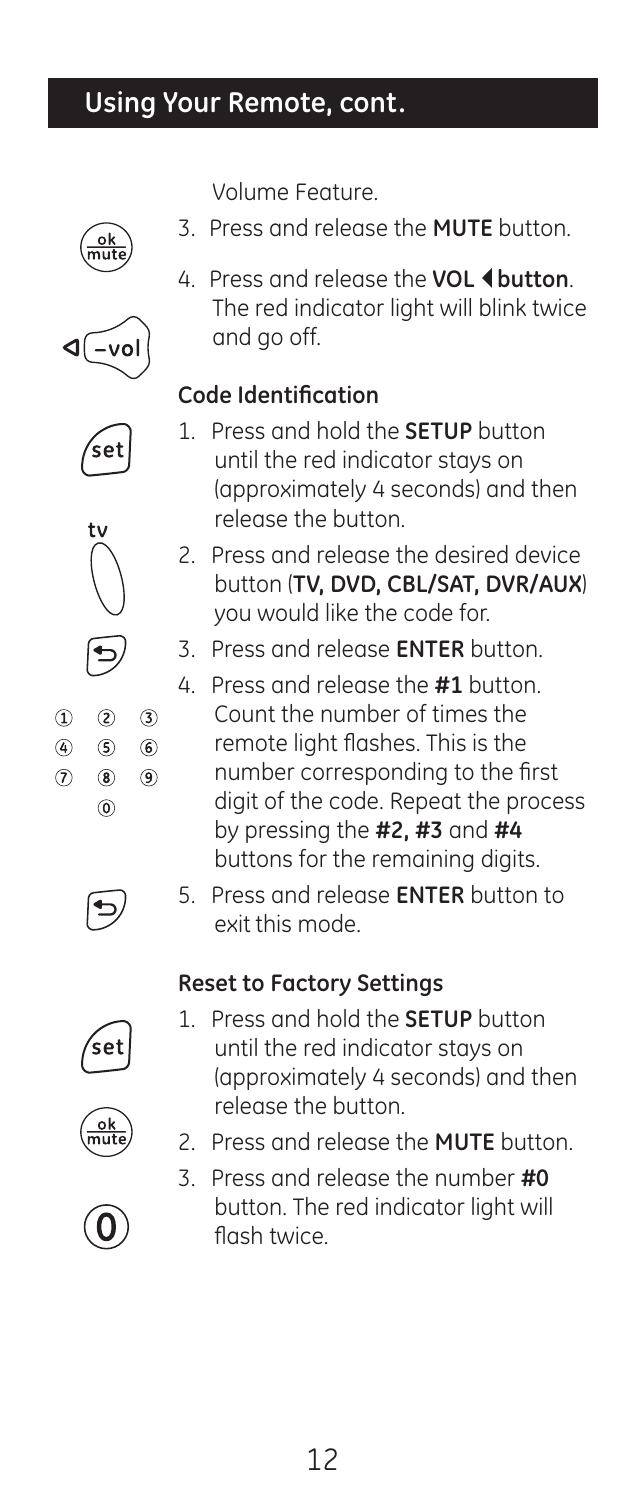## Using Your Remote, cont.

Volume Feature.

3. Press and release the **MUTE** button.
4. Press and release the **VOL ◀ button**. The red indicator light will blink twice and go off.

### Code Identification

1. Press and hold the **SETUP** button until the red indicator stays on (approximately 4 seconds) and then release the button.
2. Press and release the desired device button (**TV, DVD, CBL/SAT, DVR/AUX**) you would like the code for.
3. Press and release **ENTER** button.
4. Press and release the **#1** button. Count the number of times the remote light flashes. This is the number corresponding to the first digit of the code. Repeat the process by pressing the **#2, #3** and **#4** buttons for the remaining digits.
5. Press and release **ENTER** button to exit this mode.

### Reset to Factory Settings

1. Press and hold the **SETUP** button until the red indicator stays on (approximately 4 seconds) and then release the button.
2. Press and release the **MUTE** button.
3. Press and release the number **#0** button. The red indicator light will flash twice.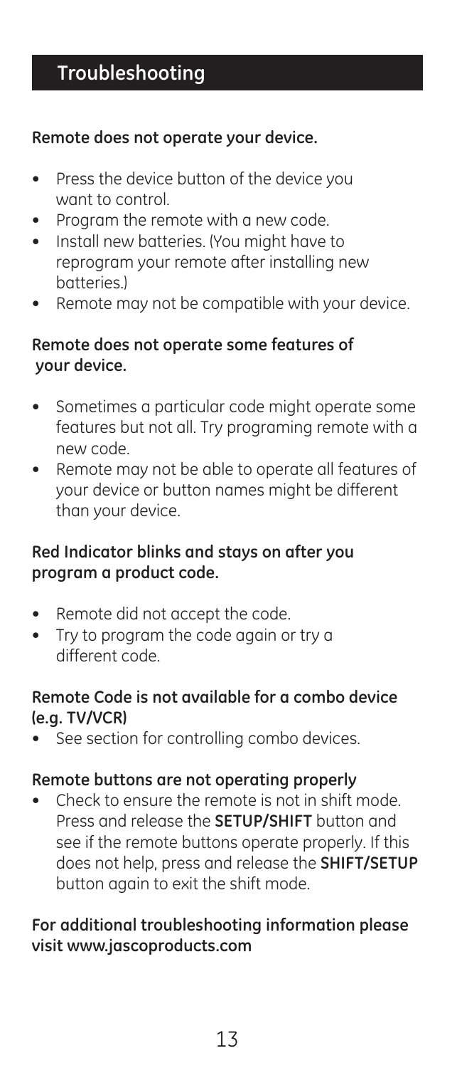## Troubleshooting

**Remote does not operate your device.**

- Press the device button of the device you want to control.
- Program the remote with a new code.
- Install new batteries. (You might have to reprogram your remote after installing new batteries.)
- Remote may not be compatible with your device.

**Remote does not operate some features of your device.**

- Sometimes a particular code might operate some features but not all. Try programing remote with a new code.
- Remote may not be able to operate all features of your device or button names might be different than your device.

**Red Indicator blinks and stays on after you program a product code.**

- Remote did not accept the code.
- Try to program the code again or try a different code.

**Remote Code is not available for a combo device (e.g. TV/VCR)**

- See section for controlling combo devices.

**Remote buttons are not operating properly**

- Check to ensure the remote is not in shift mode. Press and release the **SETUP/SHIFT** button and see if the remote buttons operate properly. If this does not help, press and release the **SHIFT/SETUP** button again to exit the shift mode.

**For additional troubleshooting information please visit www.jascoproducts.com**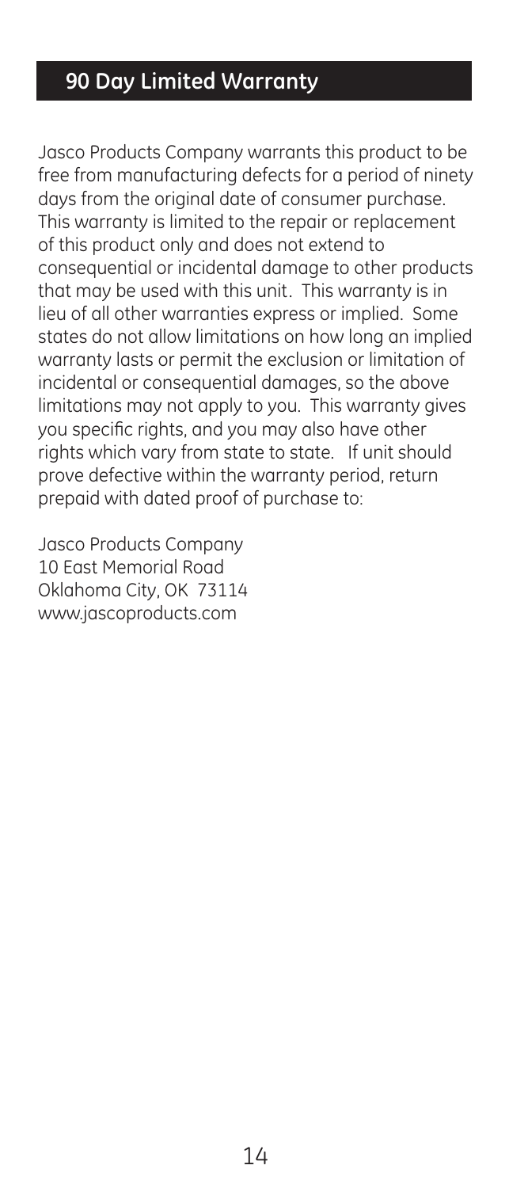## 90 Day Limited Warranty

Jasco Products Company warrants this product to be free from manufacturing defects for a period of ninety days from the original date of consumer purchase. This warranty is limited to the repair or replacement of this product only and does not extend to consequential or incidental damage to other products that may be used with this unit. This warranty is in lieu of all other warranties express or implied. Some states do not allow limitations on how long an implied warranty lasts or permit the exclusion or limitation of incidental or consequential damages, so the above limitations may not apply to you. This warranty gives you specific rights, and you may also have other rights which vary from state to state. If unit should prove defective within the warranty period, return prepaid with dated proof of purchase to:

Jasco Products Company
10 East Memorial Road
Oklahoma City, OK 73114
www.jascoproducts.com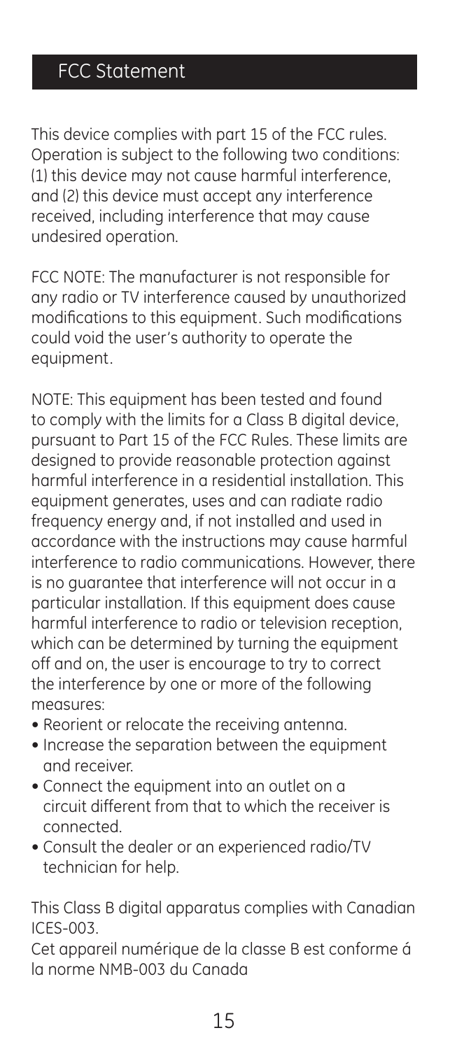## FCC Statement

This device complies with part 15 of the FCC rules. Operation is subject to the following two conditions: (1) this device may not cause harmful interference, and (2) this device must accept any interference received, including interference that may cause undesired operation.

FCC NOTE: The manufacturer is not responsible for any radio or TV interference caused by unauthorized modifications to this equipment. Such modifications could void the user's authority to operate the equipment.

NOTE: This equipment has been tested and found to comply with the limits for a Class B digital device, pursuant to Part 15 of the FCC Rules. These limits are designed to provide reasonable protection against harmful interference in a residential installation. This equipment generates, uses and can radiate radio frequency energy and, if not installed and used in accordance with the instructions may cause harmful interference to radio communications. However, there is no guarantee that interference will not occur in a particular installation. If this equipment does cause harmful interference to radio or television reception, which can be determined by turning the equipment off and on, the user is encourage to try to correct the interference by one or more of the following measures:

- Reorient or relocate the receiving antenna.
- Increase the separation between the equipment and receiver.
- Connect the equipment into an outlet on a circuit different from that to which the receiver is connected.
- Consult the dealer or an experienced radio/TV technician for help.

This Class B digital apparatus complies with Canadian ICES-003.
Cet appareil numérique de la classe B est conforme á la norme NMB-003 du Canada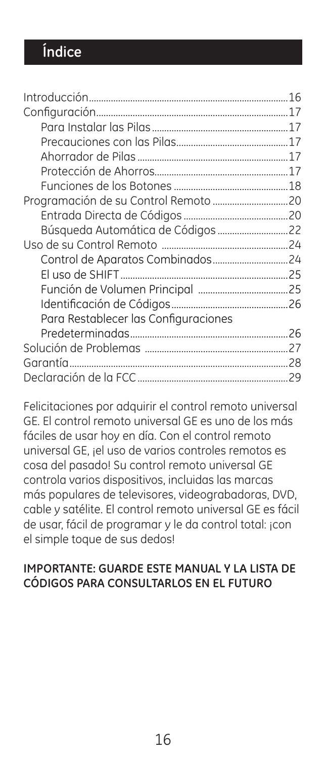# Índice

| | |
|---|---|
| Introducción | 16 |
| Configuración | 17 |
| Para Instalar las Pilas | 17 |
| Precauciones con las Pilas | 17 |
| Ahorrador de Pilas | 17 |
| Protección de Ahorros | 17 |
| Funciones de los Botones | 18 |
| Programación de su Control Remoto | 20 |
| Entrada Directa de Códigos | 20 |
| Búsqueda Automática de Códigos | 22 |
| Uso de su Control Remoto | 24 |
| Control de Aparatos Combinados | 24 |
| El uso de SHIFT | 25 |
| Función de Volumen Principal | 25 |
| Identificación de Códigos | 26 |
| Para Restablecer las Configuraciones Predeterminadas | 26 |
| Solución de Problemas | 27 |
| Garantía | 28 |
| Declaración de la FCC | 29 |

Felicitaciones por adquirir el control remoto universal GE. El control remoto universal GE es uno de los más fáciles de usar hoy en día. Con el control remoto universal GE, ¡el uso de varios controles remotos es cosa del pasado! Su control remoto universal GE controla varios dispositivos, incluidas las marcas más populares de televisores, videograbadoras, DVD, cable y satélite. El control remoto universal GE es fácil de usar, fácil de programar y le da control total: ¡con el simple toque de sus dedos!

**IMPORTANTE: GUARDE ESTE MANUAL Y LA LISTA DE CÓDIGOS PARA CONSULTARLOS EN EL FUTURO**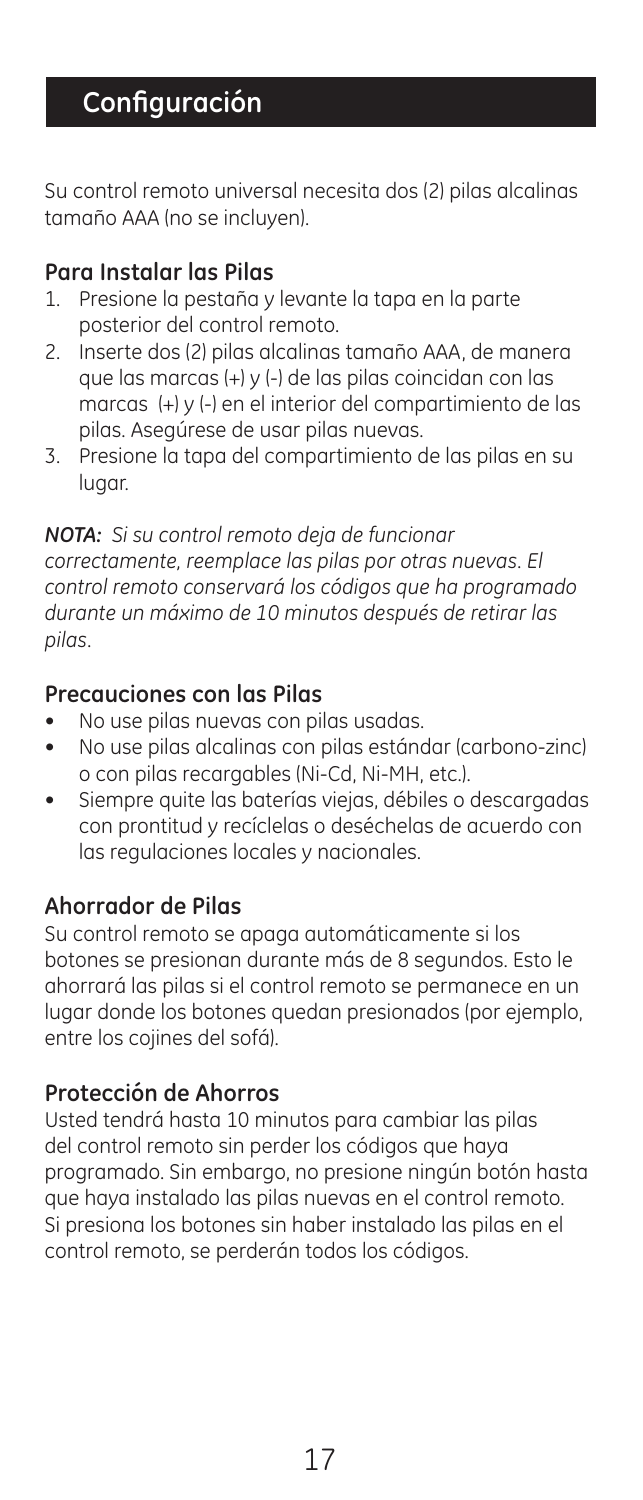# Configuración

Su control remoto universal necesita dos (2) pilas alcalinas tamaño AAA (no se incluyen).

## Para Instalar las Pilas

1. Presione la pestaña y levante la tapa en la parte posterior del control remoto.
2. Inserte dos (2) pilas alcalinas tamaño AAA, de manera que las marcas (+) y (-) de las pilas coincidan con las marcas (+) y (-) en el interior del compartimiento de las pilas. Asegúrese de usar pilas nuevas.
3. Presione la tapa del compartimiento de las pilas en su lugar.

***NOTA:*** *Si su control remoto deja de funcionar correctamente, reemplace las pilas por otras nuevas. El control remoto conservará los códigos que ha programado durante un máximo de 10 minutos después de retirar las pilas.*

## Precauciones con las Pilas

- No use pilas nuevas con pilas usadas.
- No use pilas alcalinas con pilas estándar (carbono-zinc) o con pilas recargables (Ni-Cd, Ni-MH, etc.).
- Siempre quite las baterías viejas, débiles o descargadas con prontitud y recíclelas o deséchelas de acuerdo con las regulaciones locales y nacionales.

## Ahorrador de Pilas

Su control remoto se apaga automáticamente si los botones se presionan durante más de 8 segundos. Esto le ahorrará las pilas si el control remoto se permanece en un lugar donde los botones quedan presionados (por ejemplo, entre los cojines del sofá).

## Protección de Ahorros

Usted tendrá hasta 10 minutos para cambiar las pilas del control remoto sin perder los códigos que haya programado. Sin embargo, no presione ningún botón hasta que haya instalado las pilas nuevas en el control remoto. Si presiona los botones sin haber instalado las pilas en el control remoto, se perderán todos los códigos.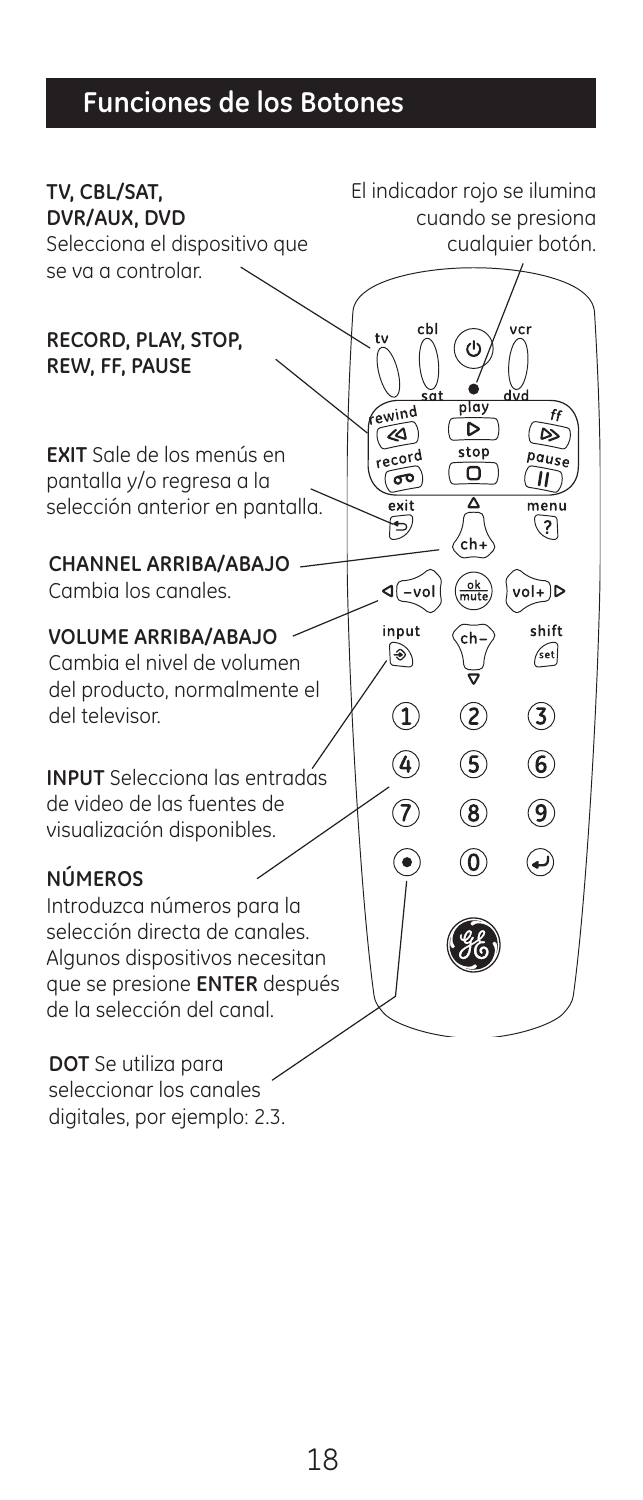## Funciones de los Botones

**TV, CBL/SAT, DVR/AUX, DVD**
Selecciona el dispositivo que se va a controlar.

El indicador rojo se ilumina cuando se presiona cualquier botón.

**RECORD, PLAY, STOP, REW, FF, PAUSE**

**EXIT** Sale de los menús en pantalla y/o regresa a la selección anterior en pantalla.

**CHANNEL ARRIBA/ABAJO**
Cambia los canales.

**VOLUME ARRIBA/ABAJO**
Cambia el nivel de volumen del producto, normalmente el del televisor.

**INPUT** Selecciona las entradas de video de las fuentes de visualización disponibles.

**NÚMEROS**
Introduzca números para la selección directa de canales. Algunos dispositivos necesitan que se presione **ENTER** después de la selección del canal.

**DOT** Se utiliza para seleccionar los canales digitales, por ejemplo: 2.3.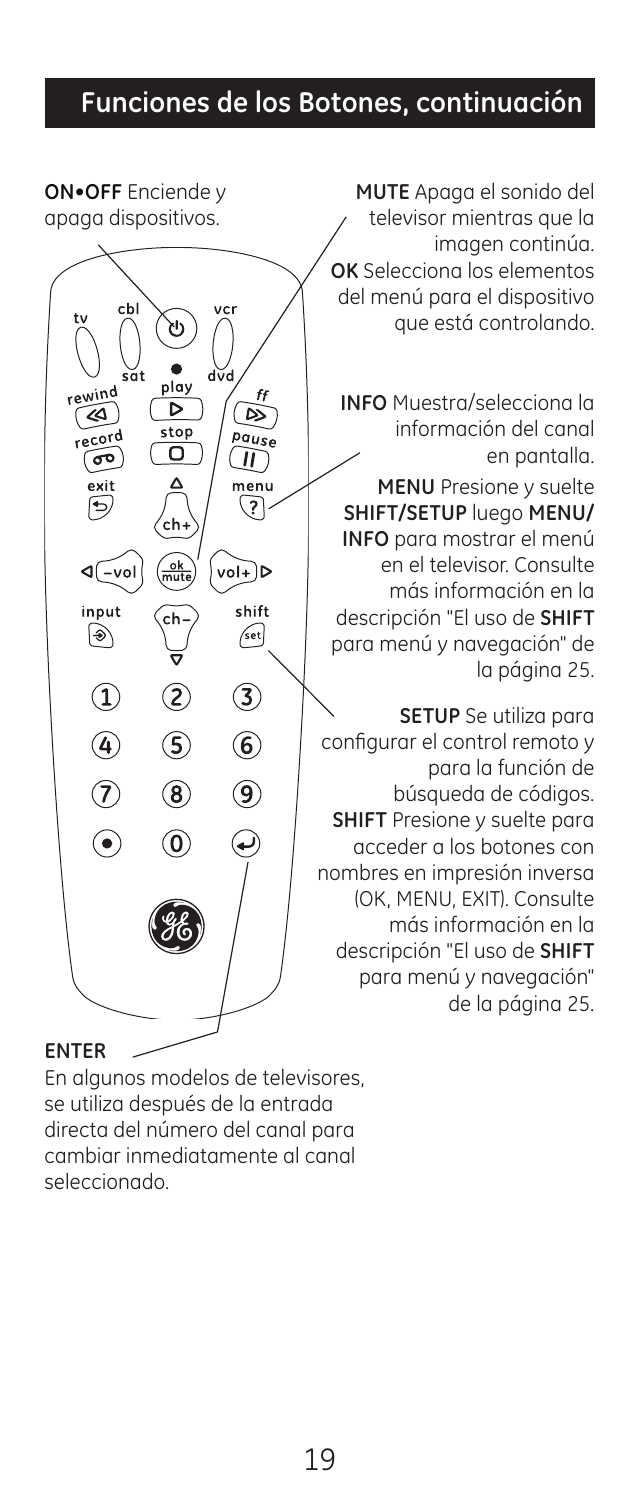## Funciones de los Botones, continuación

**ON•OFF** Enciende y apaga dispositivos.

**MUTE** Apaga el sonido del televisor mientras que la imagen continúa.

**OK** Selecciona los elementos del menú para el dispositivo que está controlando.

**INFO** Muestra/selecciona la información del canal en pantalla.

**MENU** Presione y suelte **SHIFT/SETUP** luego **MENU/INFO** para mostrar el menú en el televisor. Consulte más información en la descripción "El uso de **SHIFT** para menú y navegación" de la página 25.

**SETUP** Se utiliza para configurar el control remoto y para la función de búsqueda de códigos.

**SHIFT** Presione y suelte para acceder a los botones con nombres en impresión inversa (OK, MENU, EXIT). Consulte más información en la descripción "El uso de **SHIFT** para menú y navegación" de la página 25.

**ENTER**

En algunos modelos de televisores, se utiliza después de la entrada directa del número del canal para cambiar inmediatamente al canal seleccionado.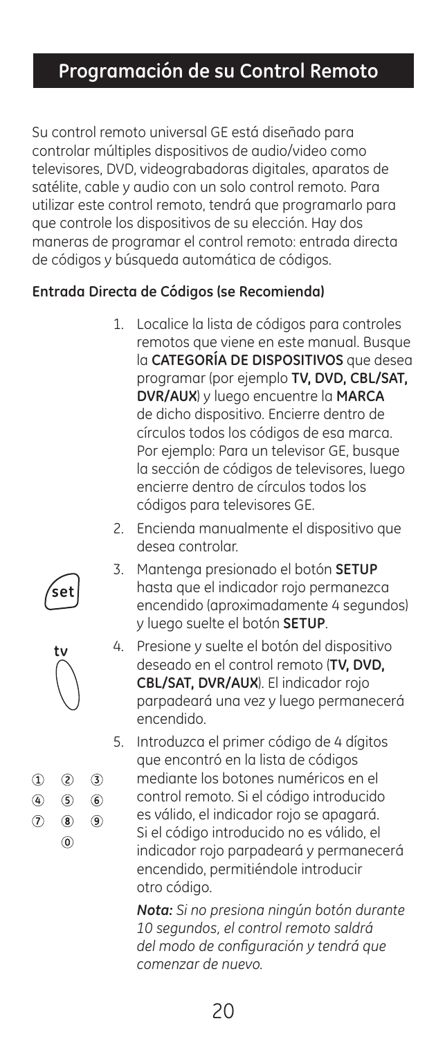## Programación de su Control Remoto

Su control remoto universal GE está diseñado para controlar múltiples dispositivos de audio/video como televisores, DVD, videograbadoras digitales, aparatos de satélite, cable y audio con un solo control remoto. Para utilizar este control remoto, tendrá que programarlo para que controle los dispositivos de su elección. Hay dos maneras de programar el control remoto: entrada directa de códigos y búsqueda automática de códigos.

**Entrada Directa de Códigos (se Recomienda)**

1. Localice la lista de códigos para controles remotos que viene en este manual. Busque la **CATEGORÍA DE DISPOSITIVOS** que desea programar (por ejemplo **TV, DVD, CBL/SAT, DVR/AUX**) y luego encuentre la **MARCA** de dicho dispositivo. Encierre dentro de círculos todos los códigos de esa marca. Por ejemplo: Para un televisor GE, busque la sección de códigos de televisores, luego encierre dentro de círculos todos los códigos para televisores GE.
2. Encienda manualmente el dispositivo que desea controlar.
3. Mantenga presionado el botón **SETUP** hasta que el indicador rojo permanezca encendido (aproximadamente 4 segundos) y luego suelte el botón **SETUP**.
4. Presione y suelte el botón del dispositivo deseado en el control remoto (**TV, DVD, CBL/SAT, DVR/AUX**). El indicador rojo parpadeará una vez y luego permanecerá encendido.
5. Introduzca el primer código de 4 dígitos que encontró en la lista de códigos mediante los botones numéricos en el control remoto. Si el código introducido es válido, el indicador rojo se apagará. Si el código introducido no es válido, el indicador rojo parpadeará y permanecerá encendido, permitiéndole introducir otro código.

   ***Nota:*** *Si no presiona ningún botón durante 10 segundos, el control remoto saldrá del modo de configuración y tendrá que comenzar de nuevo.*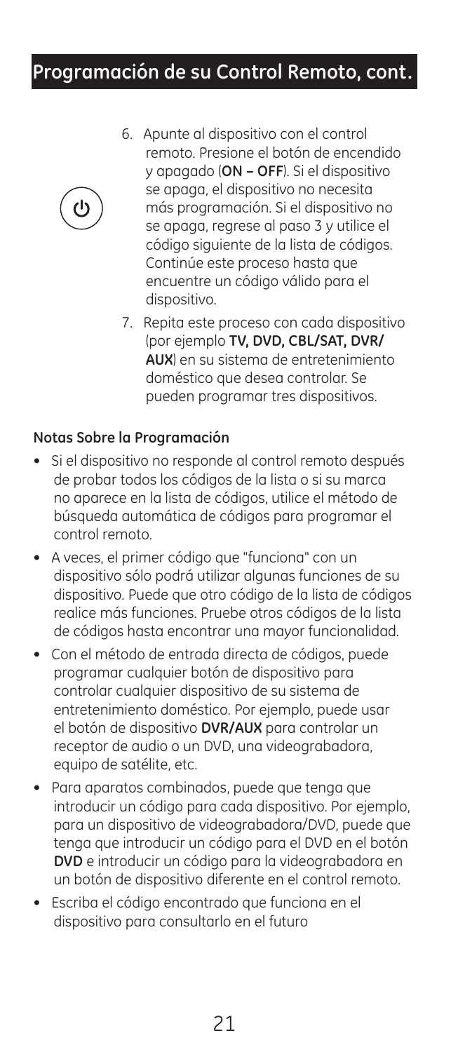## Programación de su Control Remoto, cont.

6. Apunte al dispositivo con el control remoto. Presione el botón de encendido y apagado (**ON – OFF**). Si el dispositivo se apaga, el dispositivo no necesita más programación. Si el dispositivo no se apaga, regrese al paso 3 y utilice el código siguiente de la lista de códigos. Continúe este proceso hasta que encuentre un código válido para el dispositivo.
7. Repita este proceso con cada dispositivo (por ejemplo **TV, DVD, CBL/SAT, DVR/AUX**) en su sistema de entretenimiento doméstico que desea controlar. Se pueden programar tres dispositivos.

### Notas Sobre la Programación

- Si el dispositivo no responde al control remoto después de probar todos los códigos de la lista o si su marca no aparece en la lista de códigos, utilice el método de búsqueda automática de códigos para programar el control remoto.
- A veces, el primer código que "funciona" con un dispositivo sólo podrá utilizar algunas funciones de su dispositivo. Puede que otro código de la lista de códigos realice más funciones. Pruebe otros códigos de la lista de códigos hasta encontrar una mayor funcionalidad.
- Con el método de entrada directa de códigos, puede programar cualquier botón de dispositivo para controlar cualquier dispositivo de su sistema de entretenimiento doméstico. Por ejemplo, puede usar el botón de dispositivo **DVR/AUX** para controlar un receptor de audio o un DVD, una videograbadora, equipo de satélite, etc.
- Para aparatos combinados, puede que tenga que introducir un código para cada dispositivo. Por ejemplo, para un dispositivo de videograbadora/DVD, puede que tenga que introducir un código para el DVD en el botón **DVD** e introducir un código para la videograbadora en un botón de dispositivo diferente en el control remoto.
- Escriba el código encontrado que funciona en el dispositivo para consultarlo en el futuro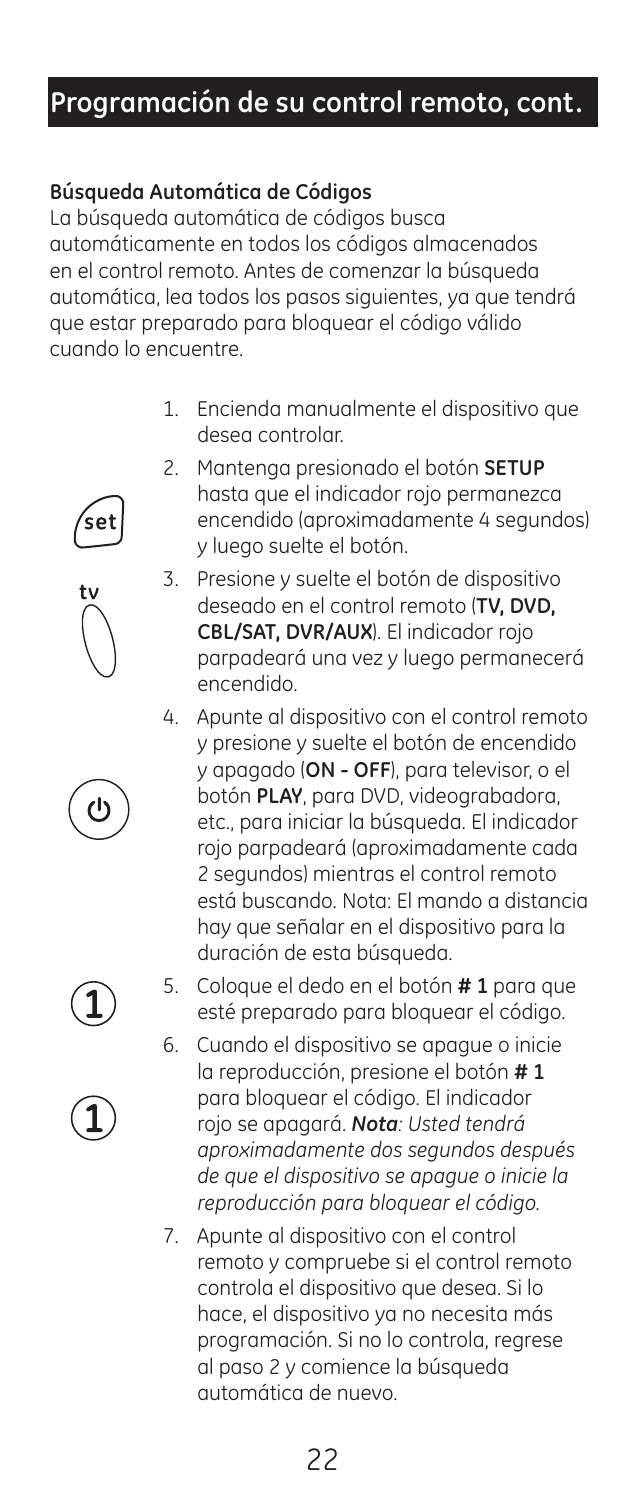## Programación de su control remoto, cont.

**Búsqueda Automática de Códigos**

La búsqueda automática de códigos busca automáticamente en todos los códigos almacenados en el control remoto. Antes de comenzar la búsqueda automática, lea todos los pasos siguientes, ya que tendrá que estar preparado para bloquear el código válido cuando lo encuentre.

1. Encienda manualmente el dispositivo que desea controlar.
2. Mantenga presionado el botón **SETUP** hasta que el indicador rojo permanezca encendido (aproximadamente 4 segundos) y luego suelte el botón.
3. Presione y suelte el botón de dispositivo deseado en el control remoto (**TV, DVD, CBL/SAT, DVR/AUX**). El indicador rojo parpadeará una vez y luego permanecerá encendido.
4. Apunte al dispositivo con el control remoto y presione y suelte el botón de encendido y apagado (**ON - OFF**), para televisor, o el botón **PLAY**, para DVD, videograbadora, etc., para iniciar la búsqueda. El indicador rojo parpadeará (aproximadamente cada 2 segundos) mientras el control remoto está buscando. Nota: El mando a distancia hay que señalar en el dispositivo para la duración de esta búsqueda.
5. Coloque el dedo en el botón **# 1** para que esté preparado para bloquear el código.
6. Cuando el dispositivo se apague o inicie la reproducción, presione el botón **# 1** para bloquear el código. El indicador rojo se apagará. ***Nota****: Usted tendrá aproximadamente dos segundos después de que el dispositivo se apague o inicie la reproducción para bloquear el código.*
7. Apunte al dispositivo con el control remoto y compruebe si el control remoto controla el dispositivo que desea. Si lo hace, el dispositivo ya no necesita más programación. Si no lo controla, regrese al paso 2 y comience la búsqueda automática de nuevo.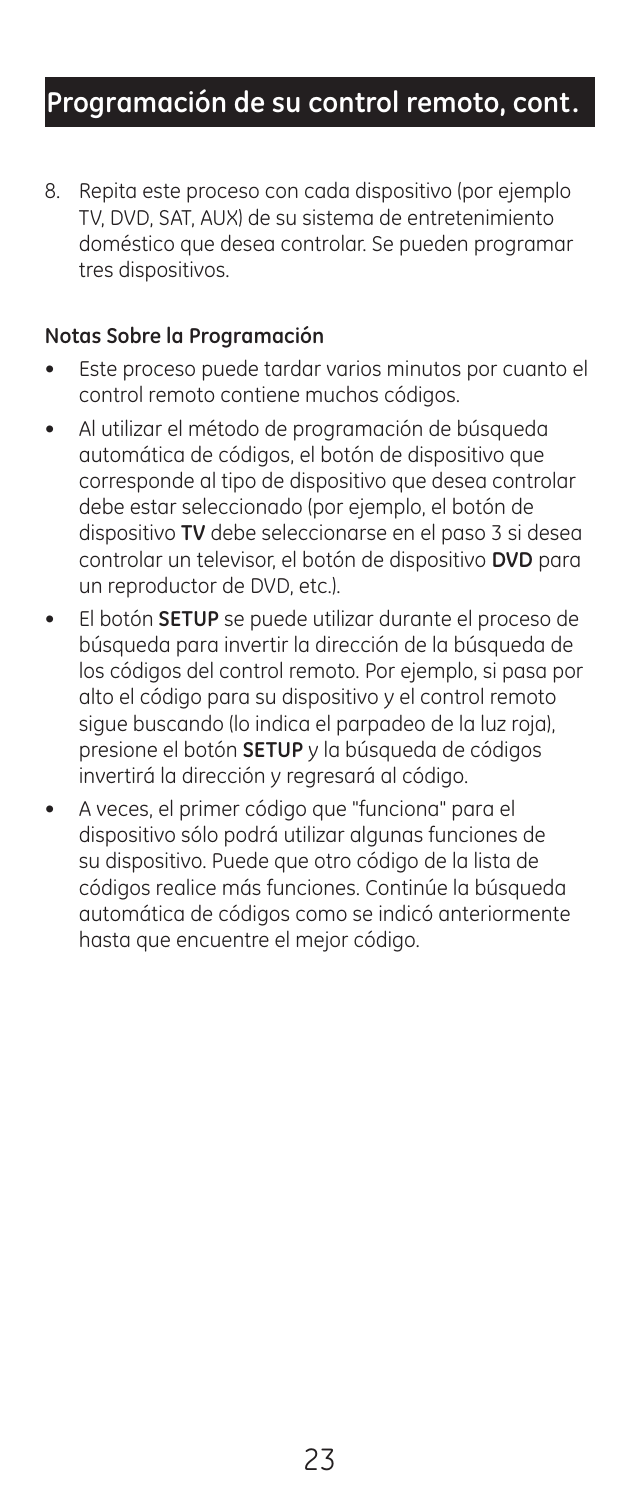## Programación de su control remoto, cont.

8. Repita este proceso con cada dispositivo (por ejemplo TV, DVD, SAT, AUX) de su sistema de entretenimiento doméstico que desea controlar. Se pueden programar tres dispositivos.

**Notas Sobre la Programación**

- Este proceso puede tardar varios minutos por cuanto el control remoto contiene muchos códigos.
- Al utilizar el método de programación de búsqueda automática de códigos, el botón de dispositivo que corresponde al tipo de dispositivo que desea controlar debe estar seleccionado (por ejemplo, el botón de dispositivo **TV** debe seleccionarse en el paso 3 si desea controlar un televisor, el botón de dispositivo **DVD** para un reproductor de DVD, etc.).
- El botón **SETUP** se puede utilizar durante el proceso de búsqueda para invertir la dirección de la búsqueda de los códigos del control remoto. Por ejemplo, si pasa por alto el código para su dispositivo y el control remoto sigue buscando (lo indica el parpadeo de la luz roja), presione el botón **SETUP** y la búsqueda de códigos invertirá la dirección y regresará al código.
- A veces, el primer código que "funciona" para el dispositivo sólo podrá utilizar algunas funciones de su dispositivo. Puede que otro código de la lista de códigos realice más funciones. Continúe la búsqueda automática de códigos como se indicó anteriormente hasta que encuentre el mejor código.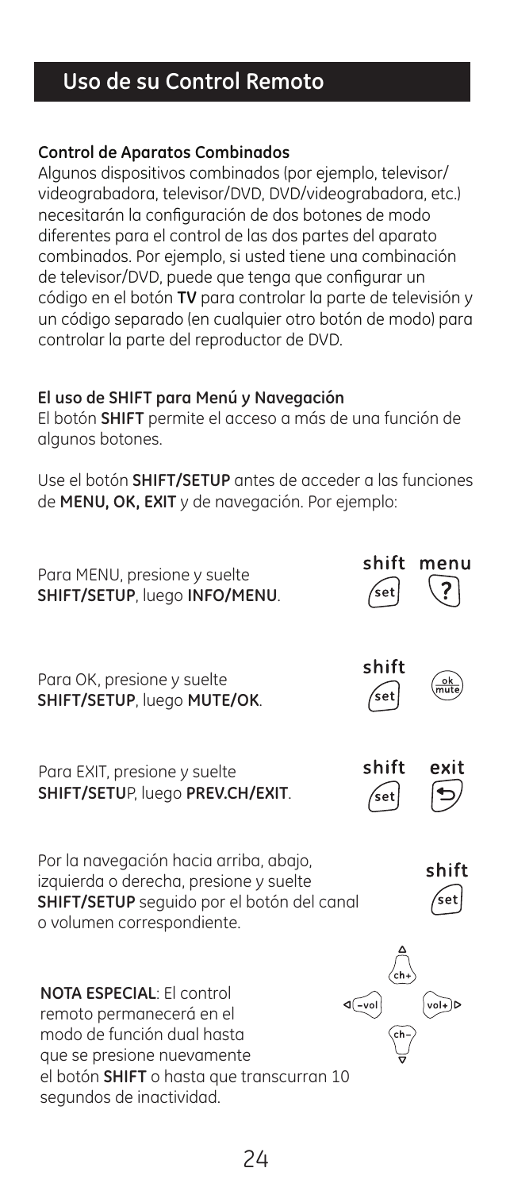## Uso de su Control Remoto

**Control de Aparatos Combinados**

Algunos dispositivos combinados (por ejemplo, televisor/videograbadora, televisor/DVD, DVD/videograbadora, etc.) necesitarán la configuración de dos botones de modo diferentes para el control de las dos partes del aparato combinados. Por ejemplo, si usted tiene una combinación de televisor/DVD, puede que tenga que configurar un código en el botón **TV** para controlar la parte de televisión y un código separado (en cualquier otro botón de modo) para controlar la parte del reproductor de DVD.

**El uso de SHIFT para Menú y Navegación**

El botón **SHIFT** permite el acceso a más de una función de algunos botones.

Use el botón **SHIFT/SETUP** antes de acceder a las funciones de **MENU, OK, EXIT** y de navegación. Por ejemplo:

Para MENU, presione y suelte **SHIFT/SETUP**, luego **INFO/MENU**.

shift menu

Para OK, presione y suelte **SHIFT/SETUP**, luego **MUTE/OK**.

shift

Para EXIT, presione y suelte **SHIFT/SETUP**, luego **PREV.CH/EXIT**.

shift exit

Por la navegación hacia arriba, abajo, izquierda o derecha, presione y suelte **SHIFT/SETUP** seguido por el botón del canal o volumen correspondiente.

shift

**NOTA ESPECIAL**: El control remoto permanecerá en el modo de función dual hasta que se presione nuevamente el botón **SHIFT** o hasta que transcurran 10 segundos de inactividad.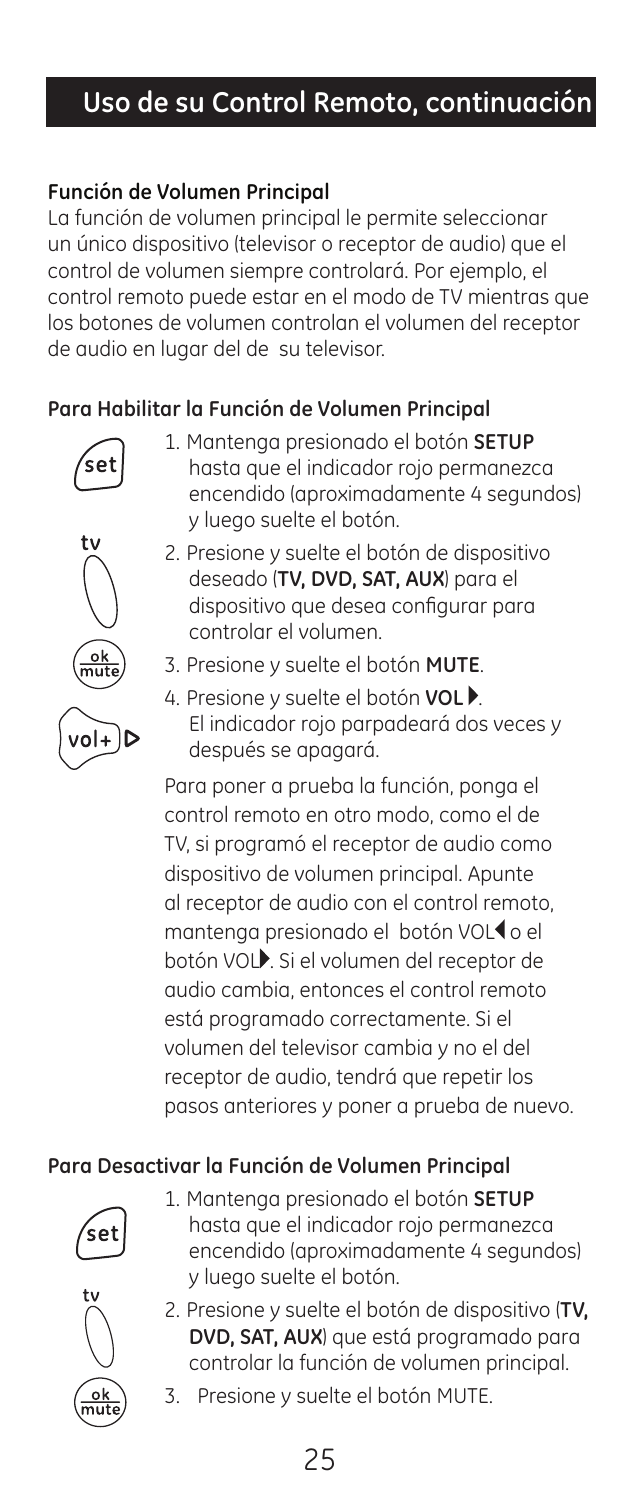# Uso de su Control Remoto, continuación

**Función de Volumen Principal**

La función de volumen principal le permite seleccionar un único dispositivo (televisor o receptor de audio) que el control de volumen siempre controlará. Por ejemplo, el control remoto puede estar en el modo de TV mientras que los botones de volumen controlan el volumen del receptor de audio en lugar del de su televisor.

**Para Habilitar la Función de Volumen Principal**

1. Mantenga presionado el botón **SETUP** hasta que el indicador rojo permanezca encendido (aproximadamente 4 segundos) y luego suelte el botón.
2. Presione y suelte el botón de dispositivo deseado (**TV, DVD, SAT, AUX**) para el dispositivo que desea configurar para controlar el volumen.
3. Presione y suelte el botón **MUTE**.
4. Presione y suelte el botón **VOL ▶**. El indicador rojo parpadeará dos veces y después se apagará.

Para poner a prueba la función, ponga el control remoto en otro modo, como el de TV, si programó el receptor de audio como dispositivo de volumen principal. Apunte al receptor de audio con el control remoto, mantenga presionado el botón VOL◀ o el botón VOL▶. Si el volumen del receptor de audio cambia, entonces el control remoto está programado correctamente. Si el volumen del televisor cambia y no el del receptor de audio, tendrá que repetir los pasos anteriores y poner a prueba de nuevo.

**Para Desactivar la Función de Volumen Principal**

1. Mantenga presionado el botón **SETUP** hasta que el indicador rojo permanezca encendido (aproximadamente 4 segundos) y luego suelte el botón.
2. Presione y suelte el botón de dispositivo (**TV, DVD, SAT, AUX**) que está programado para controlar la función de volumen principal.
3. Presione y suelte el botón MUTE.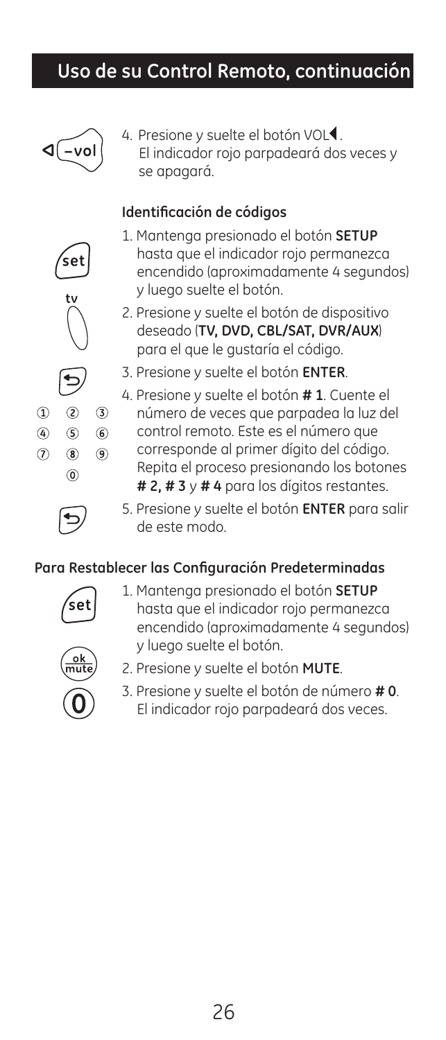## Uso de su Control Remoto, continuación

4. Presione y suelte el botón VOL◀. El indicador rojo parpadeará dos veces y se apagará.

### Identificación de códigos

1. Mantenga presionado el botón **SETUP** hasta que el indicador rojo permanezca encendido (aproximadamente 4 segundos) y luego suelte el botón.
2. Presione y suelte el botón de dispositivo deseado (**TV, DVD, CBL/SAT, DVR/AUX**) para el que le gustaría el código.
3. Presione y suelte el botón **ENTER**.
4. Presione y suelte el botón **# 1**. Cuente el número de veces que parpadea la luz del control remoto. Este es el número que corresponde al primer dígito del código. Repita el proceso presionando los botones **# 2, # 3** y **# 4** para los dígitos restantes.
5. Presione y suelte el botón **ENTER** para salir de este modo.

### Para Restablecer las Configuración Predeterminadas

1. Mantenga presionado el botón **SETUP** hasta que el indicador rojo permanezca encendido (aproximadamente 4 segundos) y luego suelte el botón.
2. Presione y suelte el botón **MUTE**.
3. Presione y suelte el botón de número **# 0**. El indicador rojo parpadeará dos veces.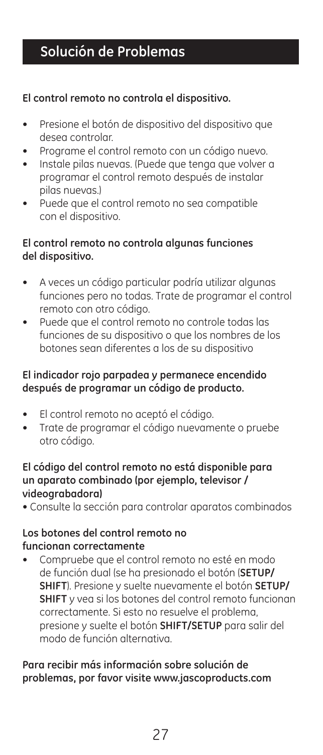# Solución de Problemas

**El control remoto no controla el dispositivo.**

- Presione el botón de dispositivo del dispositivo que desea controlar.
- Programe el control remoto con un código nuevo.
- Instale pilas nuevas. (Puede que tenga que volver a programar el control remoto después de instalar pilas nuevas.)
- Puede que el control remoto no sea compatible con el dispositivo.

**El control remoto no controla algunas funciones del dispositivo.**

- A veces un código particular podría utilizar algunas funciones pero no todas. Trate de programar el control remoto con otro código.
- Puede que el control remoto no controle todas las funciones de su dispositivo o que los nombres de los botones sean diferentes a los de su dispositivo

**El indicador rojo parpadea y permanece encendido después de programar un código de producto.**

- El control remoto no aceptó el código.
- Trate de programar el código nuevamente o pruebe otro código.

**El código del control remoto no está disponible para un aparato combinado (por ejemplo, televisor / videograbadora)**

- Consulte la sección para controlar aparatos combinados

**Los botones del control remoto no funcionan correctamente**

- Compruebe que el control remoto no esté en modo de función dual (se ha presionado el botón (**SETUP/ SHIFT**). Presione y suelte nuevamente el botón **SETUP/ SHIFT** y vea si los botones del control remoto funcionan correctamente. Si esto no resuelve el problema, presione y suelte el botón **SHIFT/SETUP** para salir del modo de función alternativa.

**Para recibir más información sobre solución de problemas, por favor visite www.jascoproducts.com**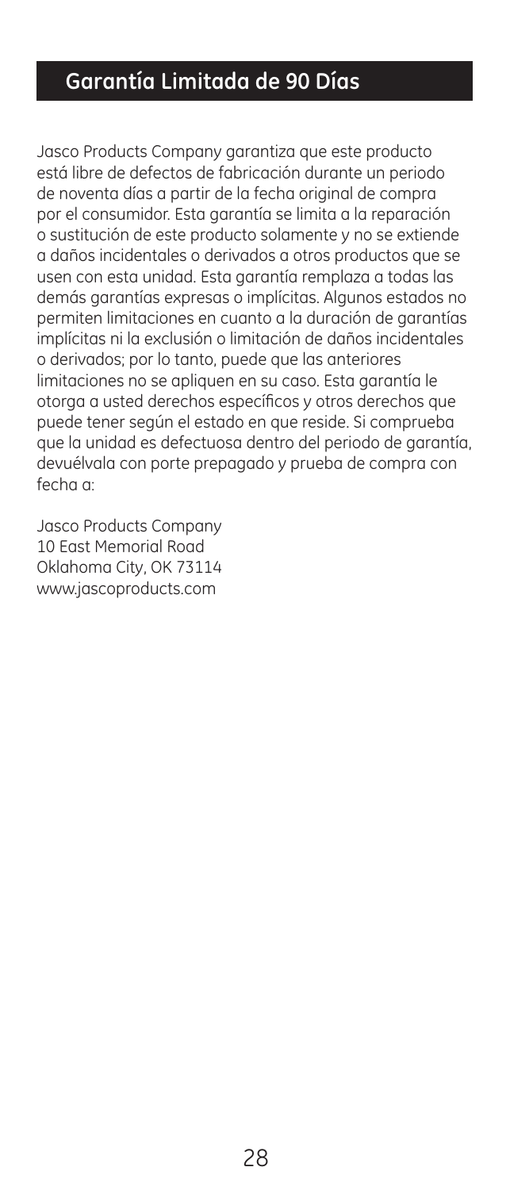## Garantía Limitada de 90 Días

Jasco Products Company garantiza que este producto está libre de defectos de fabricación durante un periodo de noventa días a partir de la fecha original de compra por el consumidor. Esta garantía se limita a la reparación o sustitución de este producto solamente y no se extiende a daños incidentales o derivados a otros productos que se usen con esta unidad. Esta garantía remplaza a todas las demás garantías expresas o implícitas. Algunos estados no permiten limitaciones en cuanto a la duración de garantías implícitas ni la exclusión o limitación de daños incidentales o derivados; por lo tanto, puede que las anteriores limitaciones no se apliquen en su caso. Esta garantía le otorga a usted derechos específicos y otros derechos que puede tener según el estado en que reside. Si comprueba que la unidad es defectuosa dentro del periodo de garantía, devuélvala con porte prepagado y prueba de compra con fecha a:

Jasco Products Company
10 East Memorial Road
Oklahoma City, OK 73114
www.jascoproducts.com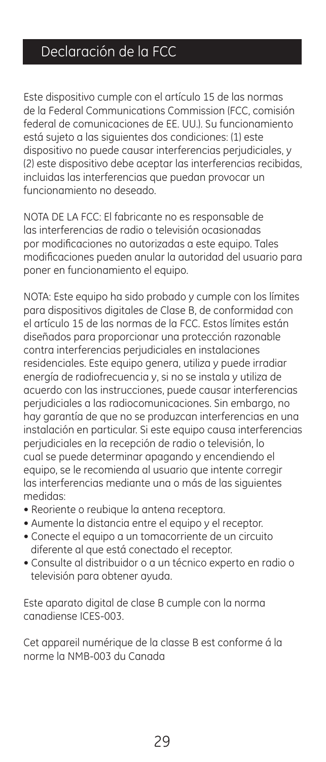## Declaración de la FCC

Este dispositivo cumple con el artículo 15 de las normas de la Federal Communications Commission (FCC, comisión federal de comunicaciones de EE. UU.). Su funcionamiento está sujeto a las siguientes dos condiciones: (1) este dispositivo no puede causar interferencias perjudiciales, y (2) este dispositivo debe aceptar las interferencias recibidas, incluidas las interferencias que puedan provocar un funcionamiento no deseado.

NOTA DE LA FCC: El fabricante no es responsable de las interferencias de radio o televisión ocasionadas por modificaciones no autorizadas a este equipo. Tales modificaciones pueden anular la autoridad del usuario para poner en funcionamiento el equipo.

NOTA: Este equipo ha sido probado y cumple con los límites para dispositivos digitales de Clase B, de conformidad con el artículo 15 de las normas de la FCC. Estos límites están diseñados para proporcionar una protección razonable contra interferencias perjudiciales en instalaciones residenciales. Este equipo genera, utiliza y puede irradiar energía de radiofrecuencia y, si no se instala y utiliza de acuerdo con las instrucciones, puede causar interferencias perjudiciales a las radiocomunicaciones. Sin embargo, no hay garantía de que no se produzcan interferencias en una instalación en particular. Si este equipo causa interferencias perjudiciales en la recepción de radio o televisión, lo cual se puede determinar apagando y encendiendo el equipo, se le recomienda al usuario que intente corregir las interferencias mediante una o más de las siguientes medidas:

- Reoriente o reubique la antena receptora.
- Aumente la distancia entre el equipo y el receptor.
- Conecte el equipo a un tomacorriente de un circuito diferente al que está conectado el receptor.
- Consulte al distribuidor o a un técnico experto en radio o televisión para obtener ayuda.

Este aparato digital de clase B cumple con la norma canadiense ICES-003.

Cet appareil numérique de la classe B est conforme á la norme la NMB-003 du Canada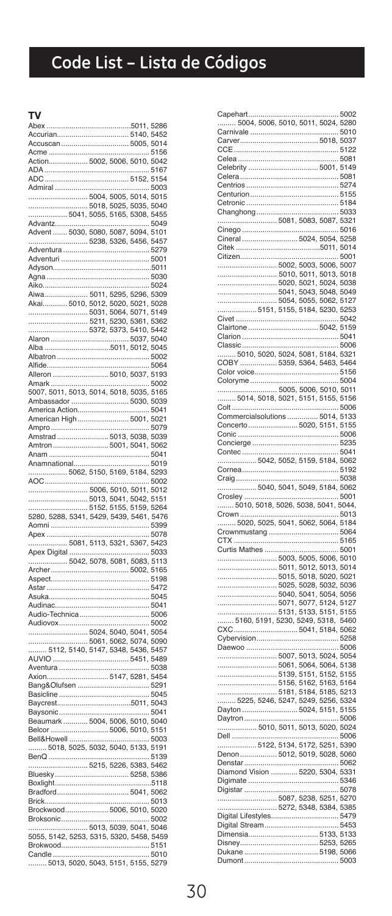# Code List – Lista de Códigos

## TV

Abex .....5011, 5286
Accurian..... 5140, 5452
Accuscan..... 5005, 5014
Acme ..... 5156
Action..... 5002, 5006, 5010, 5042
ADA ..... 5167
ADC ..... 5152, 5154
Admiral ..... 5003
..... 5004, 5005, 5014, 5015
..... 5018, 5025, 5035, 5040
..... 5041, 5055, 5165, 5308, 5455
Advantz..... 5049
Advent ..... 5030, 5080, 5087, 5094, 5101
..... 5238, 5326, 5456, 5457
Adventura ..... 5279
Adventuri ..... 5001
Adyson..... 5011
Agna ..... 5030
Aiko..... 5024
Aiwa..... 5011, 5295, 5296, 5309
Akai..... 5010, 5012, 5020, 5021, 5028
..... 5031, 5064, 5071, 5149
..... 5211, 5230, 5361, 5362
..... 5372, 5373, 5410, 5442
Alaron ..... 5037, 5040
Alba .....5011, 5012, 5045
Albatron ..... 5002
Alfide..... 5064
Alleron ..... 5010, 5037, 5193
Amark ..... 5002
5007, 5011, 5013, 5014, 5018, 5035, 5165
Ambassador ..... 5030, 5039
America Action..... 5041
American High..... 5001, 5021
Ampro..... 5079
Amstrad ..... 5013, 5038, 5039
Amtron..... 5001, 5041, 5062
Anam ..... 5041
Anamnational..... 5019
..... 5062, 5150, 5169, 5184, 5293
AOC..... 5002
..... 5006, 5010, 5011, 5012
..... 5013, 5041, 5042, 5151
..... 5152, 5155, 5159, 5264
5280, 5288, 5341, 5429, 5439, 5461, 5476
Aomni ..... 5399
Apex ..... 5078
..... 5081, 5113, 5321, 5367, 5423
Apex Digital ..... 5033
..... 5042, 5078, 5081, 5083, 5113
Archer..... 5002, 5165
Aspect..... 5198
Astar ..... 5472
Asuka..... 5045
Audinac..... 5041
Audio-Technica..... 5006
Audiovox..... 5002
..... 5024, 5040, 5041, 5054
..... 5061, 5062, 5074, 5090
..... 5112, 5140, 5147, 5348, 5436, 5457
AUVIO ..... 5451, 5489
Aventura ..... 5038
Axion..... 5147, 5281, 5454
Bang&Olufsen ..... 5291
Basicline ..... 5045
Baycrest.....5011, 5043
Baysonic..... 5041
Beaumark ..... 5004, 5006, 5010, 5040
Belcor ..... 5006, 5010, 5151
Bell&Howell ..... 5003
..... 5018, 5025, 5032, 5040, 5133, 5191
BenQ ..... 5139
..... 5215, 5226, 5383, 5462
Bluesky..... 5258, 5386
Boxlight.....5118
Bradford..... 5041, 5062
Brick..... 5013
Brockwood..... 5006, 5010, 5020
Broksonic..... 5002
..... 5013, 5039, 5041, 5046
5055, 5142, 5253, 5315, 5320, 5458, 5459
Brokwood..... 5151
Candle..... 5010
..... 5013, 5020, 5043, 5151, 5155, 5279

Capehart..... 5002
..... 5004, 5006, 5010, 5011, 5024, 5280
Carnivale ..... 5010
Carver..... 5018, 5037
CCE..... 5122
Celea ..... 5081
Celebrity ..... 5001, 5149
Celera..... 5081
Centrios ..... 5274
Centurion..... 5155
Cetronic ..... 5184
Changhong..... 5033
..... 5081, 5083, 5087, 5321
Cinego ..... 5016
Cineral ..... 5024, 5054, 5258
Citek .....5011, 5014
Citizen..... 5001
..... 5002, 5003, 5006, 5007
..... 5010, 5011, 5013, 5018
..... 5020, 5021, 5024, 5038
..... 5041, 5043, 5048, 5049
..... 5054, 5055, 5062, 5127
..... 5151, 5155, 5184, 5230, 5253
Civet ..... 5042
Clairtone ..... 5042, 5159
Clarion ..... 5041
Classic..... 5006
..... 5010, 5020, 5024, 5081, 5184, 5321
COBY ..... 5359, 5364, 5463, 5464
Color voice..... 5156
Coloryme ..... 5004
..... 5005, 5006, 5010, 5011
..... 5014, 5018, 5021, 5151, 5155, 5156
Colt ..... 5006
Commercialsolutions ..... 5014, 5133
Concerto..... 5020, 5151, 5155
Conic ..... 5006
Concierge ..... 5235
Contec ..... 5041
..... 5042, 5052, 5159, 5184, 5062
Cornea..... 5192
Craig ..... 5038
..... 5040, 5041, 5049, 5184, 5062
Crosley ..... 5001
..... 5010, 5018, 5026, 5038, 5041, 5044,
Crown ..... 5013
..... 5020, 5025, 5041, 5062, 5064, 5184
Crownmustang ..... 5064
CTX ..... 5165
Curtis Mathes ..... 5001
..... 5003, 5005, 5006, 5010
..... 5011, 5012, 5013, 5014
..... 5015, 5018, 5020, 5021
..... 5025, 5028, 5032, 5036
..... 5040, 5041, 5054, 5056
..... 5071, 5077, 5124, 5127
..... 5131, 5133, 5151, 5155
..... 5160, 5191, 5230, 5249, 5318, 5460
CXC..... 5041, 5184, 5062
Cybervision..... 5258
Daewoo ..... 5006
..... 5007, 5013, 5024, 5054
..... 5061, 5064, 5064, 5138
..... 5139, 5151, 5152, 5155
..... 5156, 5162, 5163, 5164
..... 5181, 5184, 5185, 5213
..... 5225, 5246, 5247, 5249, 5256, 5324
Dayton ..... 5024, 5151, 5155
Daytron..... 5006
..... 5010, 5011, 5013, 5020, 5024
Dell ..... 5006
..... 5122, 5134, 5172, 5251, 5390
Denon..... 5012, 5019, 5028, 5060
Denstar..... 5062
Diamond Vision ..... 5220, 5304, 5331
Digimate ..... 5346
Digistar ..... 5078
..... 5087, 5238, 5251, 5270
..... 5272, 5348, 5384, 5385
Digital Lifestyles..... 5479
Digital Stream..... 5453
Dimensia..... 5133, 5133
Disney..... 5253, 5265
Dukane ..... 5198, 5066
Dumont..... 5003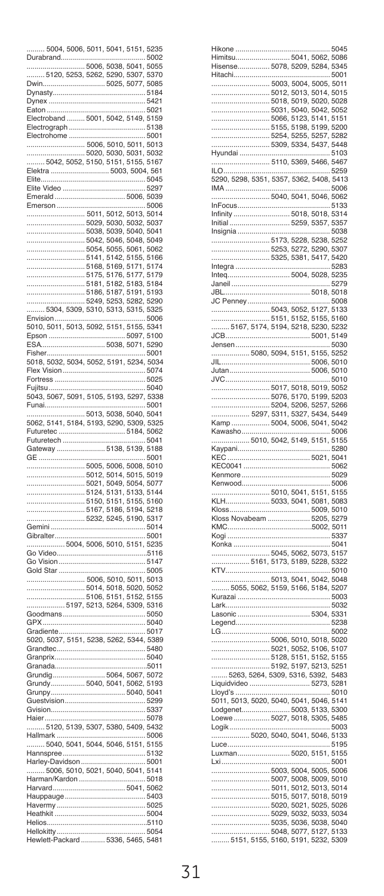......... 5004, 5006, 5011, 5041, 5151, 5235
Durabrand........................................ 5002
........................... 5006, 5038, 5041, 5055
......... 5120, 5253, 5262, 5290, 5307, 5370
Dwin.............................. 5025, 5077, 5085
Dynasty............................................ 5184
Dynex .............................................. 5421
Eaton ............................................... 5021
Electroband ......... 5001, 5042, 5149, 5159
Electrograph .................................... 5138
Electrohome ..................................... 5001
........................... 5006, 5010, 5011, 5013
........................... 5020, 5030, 5031, 5032
......... 5042, 5052, 5150, 5151, 5155, 5167
Elektra ........................... 5003, 5004, 561
Elite.................................................. 5045
Elite Video ....................................... 5297
Emerald .................................. 5006, 5039
Emerson .......................................... 5006
........................... 5011, 5012, 5013, 5014
........................... 5029, 5030, 5032, 5037
........................... 5038, 5039, 5040, 5041
........................... 5042, 5046, 5048, 5049
........................... 5054, 5055, 5061, 5062
........................... 5141, 5142, 5155, 5166
........................... 5168, 5169, 5171, 5174
........................... 5175, 5176, 5177, 5179
........................... 5181, 5182, 5183, 5184
........................... 5186, 5187, 5191, 5193
........................... 5249, 5253, 5282, 5290
......... 5304, 5309, 5310, 5313, 5315, 5325
Envision........................................... 5006
5010, 5011, 5013, 5092, 5151, 5155, 5341
Epson ..................................... 5097, 5100
ESA.............................. 5038, 5071, 5290
Fisher............................................... 5001
5018, 5032, 5034, 5052, 5191, 5234, 5034
Flex Vision ....................................... 5074
Fortress ........................................... 5025
Fujitsu .............................................. 5040
5043, 5067, 5091, 5105, 5193, 5297, 5338
Funai................................................ 5001
........................... 5013, 5038, 5040, 5041
5062, 5141, 5184, 5193, 5290, 5309, 5325
Futuretec ................................ 5184, 5062
Futuretech ........................................ 5041
Gateway ....................... 5138, 5139, 5188
GE ................................................... 5001
........................... 5005, 5006, 5008, 5010
........................... 5012, 5014, 5015, 5019
........................... 5021, 5049, 5054, 5077
........................... 5124, 5131, 5133, 5144
........................... 5150, 5151, 5155, 5160
........................... 5167, 5186, 5194, 5218
........................... 5232, 5245, 5190, 5317
Gemini ............................................. 5014
Gibralter........................................... 5001
.................. 5004, 5006, 5010, 5151, 5235
Go Video...........................................5116
Go Vision .......................................... 5147
Gold Star .......................................... 5005
........................... 5006, 5010, 5011, 5013
........................... 5014, 5018, 5020, 5052
........................... 5106, 5151, 5152, 5155
.................. 5197, 5213, 5264, 5309, 5316
Goodmans........................................ 5050
GPX.................................................. 5040
Gradiente.......................................... 5017
5020, 5037, 5151, 5238, 5262, 5344, 5389
Grandtec.......................................... 5480
Granprix........................................... 5040
Granada............................................5011
Grundig.......................... 5064, 5067, 5072
Grundy................ 5040, 5041, 5062, 5193
Grunpy..................................... 5040, 5041
Guestvision....................................... 5299
Gvision............................................. 5337
Haier................................................. 5078
......... 5120, 5139, 5307, 5380, 5409, 5432
Hallmark .......................................... 5006
......... 5040, 5041, 5044, 5046, 5151, 5155
Hannspree ........................................ 5132
Harley-Davidson............................... 5001
......... 5006, 5010, 5021, 5040, 5041, 5141
Harman/Kardon ................................ 5018
Harvard.................................... 5041, 5062
Hauppauge....................................... 5403
Havermy ........................................... 5025
Heathkit ............................................ 5004
Helios................................................5110
Hellokitty ........................................... 5054
Hewlett-Packard ........... 5336, 5465, 5481

Hikone ............................................... 5045
Himitsu.......................... 5041, 5062, 5086
Hisense............... 5078, 5209, 5284, 5345
Hitachi............................................... 5001
........................... 5003, 5004, 5005, 5011
........................... 5012, 5013, 5014, 5015
........................... 5018, 5019, 5020, 5028
........................... 5031, 5040, 5042, 5052
........................... 5066, 5123, 5141, 5151
........................... 5155, 5198, 5199, 5200
........................... 5254, 5255, 5257, 5282
........................... 5309, 5334, 5437, 5448
Hyundai ............................................ 5103
........................... 5110, 5369, 5466, 5467
ILO.................................................... 5259
5290, 5298, 5351, 5357, 5362, 5408, 5413
IMA ................................................... 5006
........................... 5040, 5041, 5046, 5062
InFocus............................................. 5133
Infinity ........................... 5018, 5018, 5314
Initial ............................. 5259, 5357, 5357
Insignia ............................................. 5038
........................... 5173, 5228, 5238, 5252
........................... 5253, 5272, 5290, 5307
........................... 5325, 5381, 5417, 5420
Integra ............................................. 5283
Inteq............................... 5004, 5028, 5235
Janeil ................................................ 5279
JBL.......................................... 5018, 5018
JC Penney......................................... 5008
........................... 5043, 5052, 5127, 5133
........................... 5151, 5152, 5155, 5160
......... 5167, 5174, 5194, 5218, 5230, 5232
JCB......................................... 5001, 5149
Jensen.............................................. 5030
.................. 5080, 5094, 5151, 5155, 5252
JIL........................................... 5006, 5010
Jutan....................................... 5006, 5010
JVC................................................... 5010
........................... 5017, 5018, 5019, 5052
........................... 5076, 5170, 5199, 5203
........................... 5204, 5206, 5257, 5266
.................. 5297, 5311, 5327, 5434, 5449
Kamp .................. 5004, 5006, 5041, 5042
Kawasho........................................... 5006
.................. 5010, 5042, 5149, 5151, 5155
Kaypani............................................. 5280
KEC ........................................ 5021, 5041
KEC0041 .......................................... 5062
Kenmore ........................................... 5029
Kenwood........................................... 5006
........................... 5010, 5041, 5151, 5155
KLH..................... 5033, 5041, 5081, 5083
Kloss....................................... 5009, 5010
Kloss Novabeam ..................... 5205, 5279
KMC.........................................5002, 5011
Kogi .................................................. 5337
Konka ............................................... 5041
........................... 5045, 5062, 5073, 5157
.................. 5161, 5173, 5189, 5228, 5322
KTV................................................... 5010
........................... 5013, 5041, 5042, 5048
......... 5055, 5062, 5159, 5166, 5184, 5207
Kurazai ............................................. 5003
Lark................................................... 5032
Lasonic .................................... 5304, 5331
Legend.............................................. 5238
LG..................................................... 5002
........................... 5006, 5010, 5018, 5020
........................... 5021, 5052, 5106, 5107
........................... 5128, 5151, 5152, 5155
........................... 5192, 5197, 5213, 5251
......... 5263, 5264, 5309, 5316, 5392, 5483
Liquidvideo ............................. 5273, 5281
Lloyd's .............................................. 5010
5011, 5013, 5020, 5040, 5041, 5046, 5141
Lodgenet........................ 5003, 5133, 5300
Loewe ................ 5027, 5018, 5305, 5485
Logik................................................. 5003
.................. 5020, 5040, 5041, 5046, 5133
Luce.................................................. 5195
Luxman.......................... 5020, 5151, 5155
Lxi..................................................... 5001
........................... 5003, 5004, 5005, 5006
........................... 5007, 5008, 5009, 5010
........................... 5011, 5012, 5013, 5014
........................... 5015, 5017, 5018, 5019
........................... 5020, 5021, 5025, 5026
........................... 5029, 5032, 5033, 5034
........................... 5035, 5036, 5038, 5040
........................... 5048, 5077, 5127, 5133
......... 5151, 5155, 5160, 5191, 5232, 5309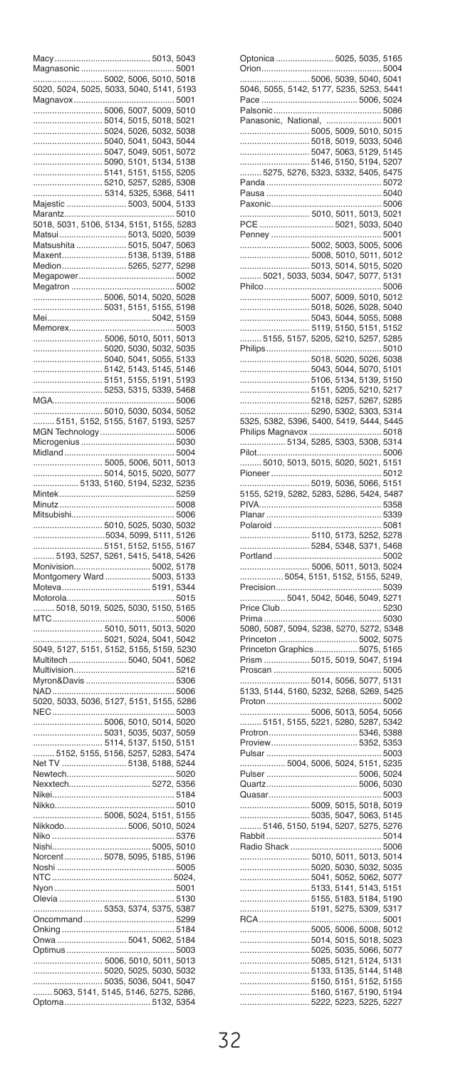Macy ........................................ 5013, 5043
Magnasonic ...................................... 5001
............................ 5002, 5006, 5010, 5018
5020, 5024, 5025, 5033, 5040, 5141, 5193
Magnavox ......................................... 5001
............................ 5006, 5007, 5009, 5010
............................ 5014, 5015, 5018, 5021
............................ 5024, 5026, 5032, 5038
............................ 5040, 5041, 5043, 5044
............................ 5047, 5049, 5051, 5072
............................ 5090, 5101, 5134, 5138
............................ 5141, 5151, 5155, 5205
............................ 5210, 5257, 5285, 5308
............................ 5314, 5325, 5368, 5411
Majestic ........................ 5003, 5004, 5133
Marantz............................................. 5010
5018, 5031, 5106, 5134, 5151, 5155, 5283
Matsui ........................... 5013, 5020, 5039
Matsushita .................... 5015, 5047, 5063
Maxent........................... 5138, 5139, 5188
Medion........................... 5265, 5277, 5298
Megapower....................................... 5002
Megatron .......................................... 5002
............................ 5006, 5014, 5020, 5028
............................ 5031, 5151, 5155, 5198
Mei........................................... 5042, 5159
Memorex.......................................... 5003
............................ 5006, 5010, 5011, 5013
............................ 5020, 5030, 5032, 5035
............................ 5040, 5041, 5055, 5133
............................ 5142, 5143, 5145, 5146
............................ 5151, 5155, 5191, 5193
............................ 5253, 5315, 5339, 5468
MGA................................................. 5006
............................ 5010, 5030, 5034, 5052
......... 5151, 5152, 5155, 5167, 5193, 5257
MGN Technology .............................. 5006
Microgenius ...................................... 5030
Midland ............................................. 5004
............................ 5005, 5006, 5011, 5013
............................ 5014, 5015, 5020, 5077
.................. 5133, 5160, 5194, 5232, 5235
Mintek ............................................... 5259
Minutz ............................................... 5008
Mitsubishi.......................................... 5006
............................ 5010, 5025, 5030, 5032
............................5034, 5099, 5111, 5126
............................ 5151, 5152, 5155, 5167
......... 5193, 5257, 5261, 5415, 5418, 5426
Monivision................................ 5002, 5178
Montgomery Ward .................. 5003, 5133
Moteva .................................... 5191, 5344
Motorola............................................ 5015
......... 5018, 5019, 5025, 5030, 5150, 5165
MTC................................................... 5006
............................ 5010, 5011, 5013, 5020
............................ 5021, 5024, 5041, 5042
5049, 5127, 5151, 5152, 5155, 5159, 5230
Multitech ........................ 5040, 5041, 5062
Multivision......................................... 5216
Myron&Davis .................................... 5306
NAD ................................................. 5006
5020, 5033, 5036, 5127, 5151, 5155, 5286
NEC................................................... 5003
............................ 5006, 5010, 5014, 5020
............................ 5031, 5035, 5037, 5059
............................ 5114, 5137, 5150, 5151
......... 5152, 5155, 5156, 5257, 5283, 5474
Net TV ........................... 5138, 5188, 5244
Newtech............................................ 5020
Nexxtech.................................. 5272, 5356
Nikei.................................................. 5184
Nikko................................................. 5006
............................ 5006, 5024, 5151, 5155
Nikkodo.......................... 5006, 5010, 5024
Niko .................................................. 5376
Nishi........................................ 5005, 5010
Norcent................ 5078, 5095, 5185, 5196
Noshi ................................................ 5005
NTC ................................................. 5024,
Nyon ................................................. 5001
Olevia ............................................... 5130
............................ 5353, 5374, 5375, 5387
Oncommand..................................... 5299
Onking .............................................. 5184
Onwa ............................ 5041, 5062, 5184
Optimus ............................................ 5003
............................ 5006, 5010, 5011, 5013
............................ 5020, 5025, 5030, 5032
............................ 5035, 5036, 5041, 5047
........ 5063, 5141, 5145, 5146, 5275, 5286,
Optoma.................................... 5132, 5354
Optonica ........................ 5025, 5035, 5165
Orion................................................. 5004
............................ 5006, 5039, 5040, 5041
5046, 5055, 5142, 5177, 5235, 5253, 5441
Pace ........................................ 5006, 5024
Palsonic ............................................ 5086
Panasonic, National, ...................... 5001
............................ 5005, 5009, 5010, 5015
............................ 5018, 5019, 5033, 5046
............................ 5047, 5063, 5129, 5145
............................ 5146, 5150, 5194, 5207
......... 5275, 5276, 5323, 5332, 5405, 5475
Panda ............................................... 5072
Pausa ............................................... 5040
Paxonic............................................. 5006
............................ 5010, 5011, 5013, 5021
PCE ............................... 5021, 5033, 5040
Penney ............................................. 5001
............................ 5002, 5003, 5005, 5006
............................ 5008, 5010, 5011, 5012
............................ 5013, 5014, 5015, 5020
......... 5021, 5033, 5034, 5047, 5077, 5131
Philco................................................ 5006
............................ 5007, 5009, 5010, 5012
............................ 5018, 5026, 5028, 5040
............................ 5043, 5044, 5055, 5088
............................ 5119, 5150, 5151, 5152
......... 5155, 5157, 5205, 5210, 5257, 5285
Philips............................................... 5010
............................ 5018, 5020, 5026, 5038
............................ 5043, 5044, 5070, 5101
............................ 5106, 5134, 5139, 5150
............................ 5151, 5205, 5210, 5217
............................ 5218, 5257, 5267, 5285
............................ 5290, 5302, 5303, 5314
5325, 5382, 5396, 5400, 5419, 5444, 5445
Philips Magnavox ............................. 5018
.................. 5134, 5285, 5303, 5308, 5314
Pilot................................................... 5006
......... 5010, 5013, 5015, 5020, 5021, 5151
Pioneer ............................................. 5012
............................ 5019, 5036, 5066, 5151
5155, 5219, 5282, 5283, 5286, 5424, 5487
PIVA.................................................. 5358
Planar ............................................... 5339
Polaroid ............................................ 5081
............................ 5110, 5173, 5252, 5278
............................ 5284, 5348, 5371, 5468
Portland ............................................ 5002
............................ 5006, 5011, 5013, 5024
................. 5054, 5151, 5152, 5155, 5249,
Precision........................................... 5039
.................. 5041, 5042, 5046, 5049, 5271
Price Club......................................... 5230
Prima ................................................ 5030
5080, 5087, 5094, 5238, 5270, 5272, 5348
Princeton ................................. 5002, 5075
Princeton Graphics.................. 5075, 5165
Prism .................. 5015, 5019, 5047, 5194
Proscan ............................................ 5005
............................ 5014, 5056, 5077, 5131
5133, 5144, 5160, 5232, 5268, 5269, 5425
Proton ............................................... 5002
............................ 5006, 5013, 5054, 5056
......... 5151, 5155, 5221, 5280, 5287, 5342
Protron..................................... 5346, 5388
Proview.................................... 5352, 5353
Pulsar ............................................... 5003
.................. 5004, 5006, 5024, 5151, 5235
Pulser ..................................... 5006, 5024
Quartz..................................... 5006, 5030
Quasar.............................................. 5003
............................ 5009, 5015, 5018, 5019
............................ 5035, 5047, 5063, 5145
......... 5146, 5150, 5194, 5207, 5275, 5276
Rabbit ............................................... 5014
Radio Shack ..................................... 5006
............................ 5010, 5011, 5013, 5014
............................ 5020, 5030, 5032, 5035
............................ 5041, 5052, 5062, 5077
............................ 5133, 5141, 5143, 5151
............................ 5155, 5183, 5184, 5190
............................ 5191, 5275, 5309, 5317
RCA.................................................. 5001
............................ 5005, 5006, 5008, 5012
............................ 5014, 5015, 5018, 5023
............................ 5025, 5035, 5066, 5077
............................ 5085, 5121, 5124, 5131
............................ 5133, 5135, 5144, 5148
............................ 5150, 5151, 5152, 5155
............................ 5160, 5167, 5190, 5194
............................ 5222, 5223, 5225, 5227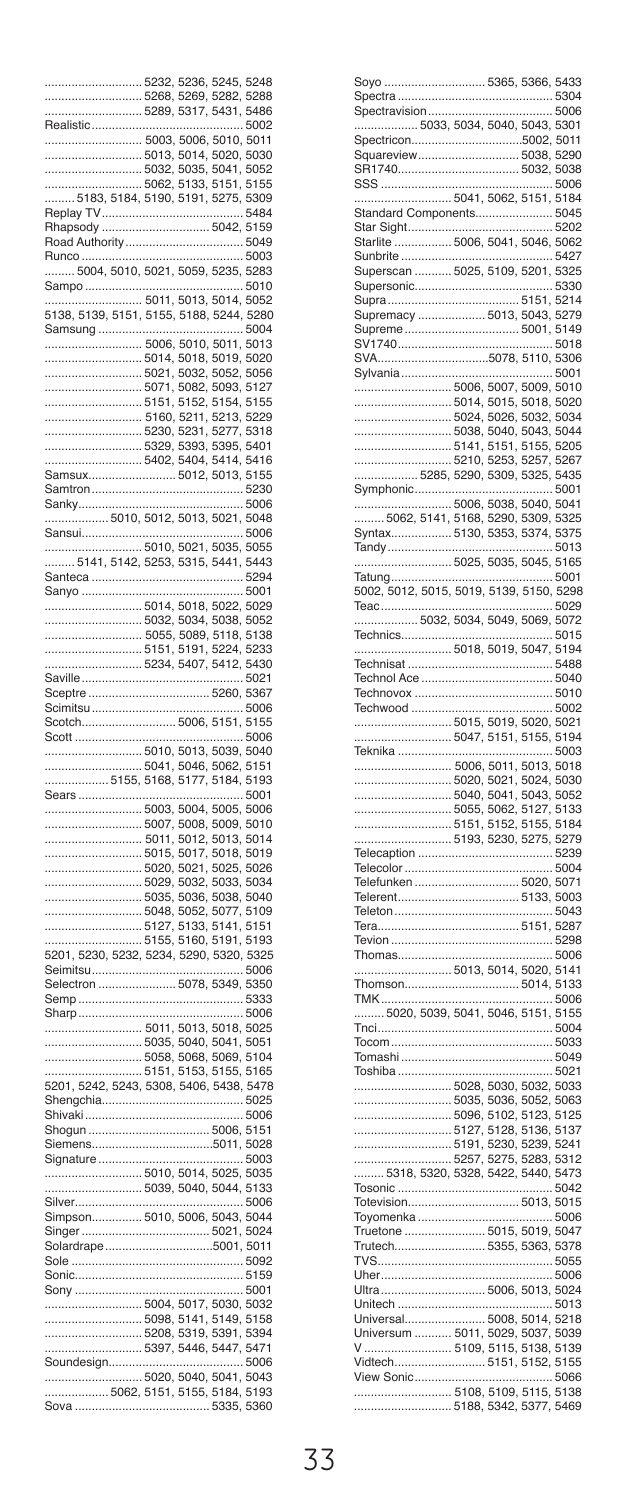............................ 5232, 5236, 5245, 5248
............................ 5268, 5269, 5282, 5288
............................ 5289, 5317, 5431, 5486
Realistic ............................................ 5002
............................ 5003, 5006, 5010, 5011
............................ 5013, 5014, 5020, 5030
............................ 5032, 5035, 5041, 5052
............................ 5062, 5133, 5151, 5155
......... 5183, 5184, 5190, 5191, 5275, 5309
Replay TV ......................................... 5484
Rhapsody ............................... 5042, 5159
Road Authority .................................. 5049
Runco ............................................... 5003
......... 5004, 5010, 5021, 5059, 5235, 5283
Sampo .............................................. 5010
............................ 5011, 5013, 5014, 5052
5138, 5139, 5151, 5155, 5188, 5244, 5280
Samsung .......................................... 5004
............................ 5006, 5010, 5011, 5013
............................ 5014, 5018, 5019, 5020
............................ 5021, 5032, 5052, 5056
............................ 5071, 5082, 5093, 5127
............................ 5151, 5152, 5154, 5155
............................ 5160, 5211, 5213, 5229
............................ 5230, 5231, 5277, 5318
............................ 5329, 5393, 5395, 5401
............................ 5402, 5404, 5414, 5416
Samsux.......................... 5012, 5013, 5155
Samtron ............................................ 5230
Sanky................................................ 5006
.................. 5010, 5012, 5013, 5021, 5048
Sansui............................................... 5006
............................ 5010, 5021, 5035, 5055
......... 5141, 5142, 5253, 5315, 5441, 5443
Santeca ............................................ 5294
Sanyo ............................................... 5001
............................ 5014, 5018, 5022, 5029
............................ 5032, 5034, 5038, 5052
............................ 5055, 5089, 5118, 5138
............................ 5151, 5191, 5224, 5233
............................ 5234, 5407, 5412, 5430
Saville ............................................... 5021
Sceptre .................................... 5260, 5367
Scimitsu ............................................ 5006
Scotch............................ 5006, 5151, 5155
Scott ................................................. 5006
............................ 5010, 5013, 5039, 5040
............................ 5041, 5046, 5062, 5151
.................. 5155, 5168, 5177, 5184, 5193
Sears ................................................ 5001
............................ 5003, 5004, 5005, 5006
............................ 5007, 5008, 5009, 5010
............................ 5011, 5012, 5013, 5014
............................ 5015, 5017, 5018, 5019
............................ 5020, 5021, 5025, 5026
............................ 5029, 5032, 5033, 5034
............................ 5035, 5036, 5038, 5040
............................ 5048, 5052, 5077, 5109
............................ 5127, 5133, 5141, 5151
............................ 5155, 5160, 5191, 5193
5201, 5230, 5232, 5234, 5290, 5320, 5325
Seimitsu ............................................ 5006
Selectron ....................... 5078, 5349, 5350
Semp ................................................ 5333
Sharp ................................................ 5006
............................ 5011, 5013, 5018, 5025
............................ 5035, 5040, 5041, 5051
............................ 5058, 5068, 5069, 5104
............................ 5151, 5153, 5155, 5165
5201, 5242, 5243, 5308, 5406, 5438, 5478
Shengchia.......................................... 5025
Shivaki .............................................. 5006
Shogun .................................... 5006, 5151
Siemens....................................5011, 5028
Signature .......................................... 5003
............................ 5010, 5014, 5025, 5035
............................ 5039, 5040, 5044, 5133
Silver................................................. 5006
Simpson............... 5010, 5006, 5043, 5044
Singer ..................................... 5021, 5024
Solardrape ...............................5001, 5011
Sole .................................................. 5092
Sonic................................................. 5159
Sony ................................................. 5001
............................ 5004, 5017, 5030, 5032
............................ 5098, 5141, 5149, 5158
............................ 5208, 5319, 5391, 5394
............................ 5397, 5446, 5447, 5471
Soundesign........................................ 5006
............................ 5020, 5040, 5041, 5043
.................. 5062, 5151, 5155, 5184, 5193
Sova ....................................... 5335, 5360
Soyo ............................ 5365, 5366, 5433
Spectra ............................................. 5304
Spectravision ..................................... 5006
.................. 5033, 5034, 5040, 5043, 5301
Spectricon................................5002, 5011
Squareview............................. 5038, 5290
SR1740.................................... 5032, 5038
SSS .................................................. 5006
............................ 5041, 5062, 5151, 5184
Standard Components....................... 5045
Star Sight........................................... 5202
Starlite ................ 5006, 5041, 5046, 5062
Sunbrite ............................................ 5427
Superscan ........... 5025, 5109, 5201, 5325
Supersonic......................................... 5330
Supra...................................... 5151, 5214
Supremacy .................... 5013, 5043, 5279
Supreme.................................. 5001, 5149
SV1740.............................................. 5018
SVA................................5078, 5110, 5306
Sylvania ............................................ 5001
............................ 5006, 5007, 5009, 5010
............................ 5014, 5015, 5018, 5020
............................ 5024, 5026, 5032, 5034
............................ 5038, 5040, 5043, 5044
............................ 5141, 5151, 5155, 5205
............................ 5210, 5253, 5257, 5267
.................. 5285, 5290, 5309, 5325, 5435
Symphonic......................................... 5001
............................ 5006, 5038, 5040, 5041
......... 5062, 5141, 5168, 5290, 5309, 5325
Syntax................. 5130, 5353, 5374, 5375
Tandy ................................................ 5013
............................ 5025, 5035, 5045, 5165
Tatung............................................... 5001
5002, 5012, 5015, 5019, 5139, 5150, 5298
Teac.................................................. 5029
.................. 5032, 5034, 5049, 5069, 5072
Technics............................................ 5015
............................ 5018, 5019, 5047, 5194
Technisat .......................................... 5488
Technol Ace ...................................... 5040
Technovox ........................................ 5010
Techwood ......................................... 5002
............................ 5015, 5019, 5020, 5021
............................ 5047, 5151, 5155, 5194
Teknika ............................................. 5003
............................ 5006, 5011, 5013, 5018
............................ 5020, 5021, 5024, 5030
............................ 5040, 5041, 5043, 5052
............................ 5055, 5062, 5127, 5133
............................ 5151, 5152, 5155, 5184
............................ 5193, 5230, 5275, 5279
Telecaption ....................................... 5239
Telecolor ........................................... 5004
Telefunken .............................. 5020, 5071
Telerent................................... 5133, 5003
Teleton.............................................. 5043
Tera........................................ 5151, 5287
Tevion ............................................... 5298
Thomas............................................. 5006
............................ 5013, 5014, 5020, 5141
Thomson................................. 5014, 5133
TMK.................................................. 5006
......... 5020, 5039, 5041, 5046, 5151, 5155
Tnci................................................... 5004
Tocom ............................................... 5033
Tomashi ............................................ 5049
Toshiba ............................................. 5021
............................ 5028, 5030, 5032, 5033
............................ 5035, 5036, 5052, 5063
............................ 5096, 5102, 5123, 5125
............................ 5127, 5128, 5136, 5137
............................ 5191, 5230, 5239, 5241
............................ 5257, 5275, 5283, 5312
......... 5318, 5320, 5328, 5422, 5440, 5473
Tosonic ............................................. 5042
Totevision................................ 5013, 5015
Toyomenka ....................................... 5006
Truetone ....................... 5015, 5019, 5047
Trutech........................... 5355, 5363, 5378
TVS................................................... 5055
Uher.................................................. 5006
Ultra............................... 5006, 5013, 5024
Unitech ............................................. 5013
Universal......................... 5008, 5014, 5218
Universum ........... 5011, 5029, 5037, 5039
V ......................... 5109, 5115, 5138, 5139
Vidtech........................... 5151, 5152, 5155
View Sonic ........................................ 5066
............................ 5108, 5109, 5115, 5138
............................ 5188, 5342, 5377, 5469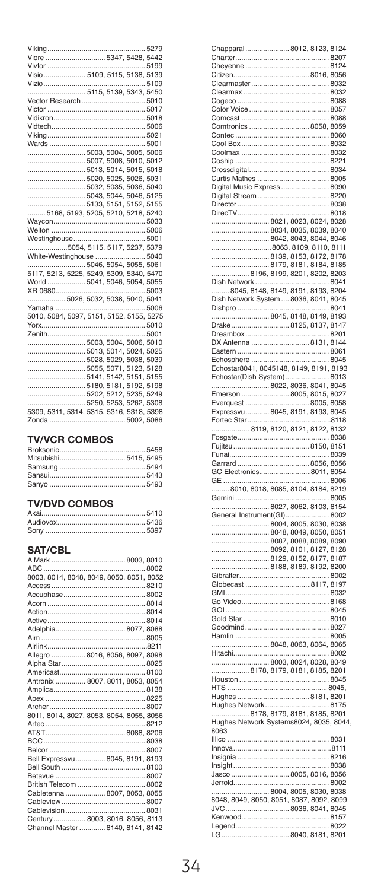Viking ................................................ 5279
Viore ............................ 5347, 5428, 5442
Vivtor ................................................ 5199
Visio.................... 5109, 5115, 5138, 5139
Vizio.................................................. 5109
............................ 5115, 5139, 5343, 5450
Vector Research ............................... 5010
Victor ................................................ 5017
Vidikron............................................. 5018
Vidtech.............................................. 5006
Viking ................................................ 5021
Wards ............................................... 5001
............................ 5003, 5004, 5005, 5006
............................ 5007, 5008, 5010, 5012
............................ 5013, 5014, 5015, 5018
............................ 5020, 5025, 5026, 5031
............................ 5032, 5035, 5036, 5040
............................ 5043, 5044, 5046, 5125
............................ 5133, 5151, 5152, 5155
......... 5168, 5193, 5205, 5210, 5218, 5240
Waycon.............................................. 5033
Welton ............................................... 5006
Westinghouse.................................... 5001
...................5054, 5115, 5117, 5237, 5379
White-Westinghouse ......................... 5040
............................ 5046, 5054, 5055, 5061
5117, 5213, 5225, 5249, 5309, 5340, 5470
World ................. 5041, 5046, 5054, 5055
XR 0680............................................ 5003
.................. 5026, 5032, 5038, 5040, 5041
Yamaha ............................................ 5006
5010, 5084, 5097, 5151, 5152, 5155, 5275
Yorx................................................... 5010
Zenith................................................ 5001
............................ 5003, 5004, 5006, 5010
............................ 5013, 5014, 5024, 5025
............................ 5028, 5029, 5038, 5039
............................ 5055, 5071, 5123, 5128
............................ 5141, 5142, 5151, 5155
............................ 5180, 5181, 5192, 5198
............................ 5202, 5212, 5235, 5249
............................ 5250, 5253, 5262, 5308
5309, 5311, 5314, 5315, 5316, 5318, 5398
Zonda ...................................... 5002, 5086

## TV/VCR COMBOS

Broksonic.......................................... 5458
Mitsubishi................................ 5415, 5495
Samsung .......................................... 5494
Sansui............................................... 5443
Sanyo ............................................... 5493

## TV/DVD COMBOS

Akai................................................... 5410
Audiovox........................................... 5436
Sony ................................................. 5397

## SAT/CBL

A Mark ..................................... 8003, 8010
ABC .................................................. 8002
8003, 8014, 8048, 8049, 8050, 8051, 8052
Access.............................................. 8210
Accuphase........................................ 8002
Acorn ................................................ 8014
Action................................................ 8014
Active................................................ 8014
Adelphia................................... 8077, 8088
Aim ................................................... 8005
Airlink................................................8211
Allegro ................ 8016, 8056, 8097, 8098
Alpha Star......................................... 8025
Americast.......................................... 8100
Antronix .............. 8007, 8011, 8053, 8054
Amplica............................................. 8138
Apex ................................................. 8225
Archer ............................................... 8007
8011, 8014, 8027, 8053, 8054, 8055, 8056
Artec ................................................. 8212
AT&T....................................... 8088, 8206
BCC .................................................. 8038
Belcor ............................................... 8007
Bell Expressvu............... 8045, 8191, 8193
Bell South ......................................... 8100
Betavue ............................................ 8007
British Telecom ................................. 8002
Cabletenna .................... 8007, 8053, 8055
Cableview ......................................... 8007
Cablevision....................................... 8031
Century ................ 8003, 8016, 8056, 8113
Channel Master ............ 8140, 8141, 8142
Chapparal ...................... 8012, 8123, 8124
Charter.............................................. 8207
Cheyenne ......................................... 8124
Citizen...................................... 8016, 8056
Clearmaster ...................................... 8032
Clearmax .......................................... 8032
Cogeco ............................................. 8088
Color Voice ....................................... 8057
Comcast ........................................... 8088
Comtronics ............................. 8058, 8059
Contec............................................... 8060
Cool Box ........................................... 8032
Coolmax ........................................... 8032
Coship .............................................. 8221
Crossdigital....................................... 8034
Curtis Mathes ................................... 8005
Digital Music Express ....................... 8090
Digital Stream................................... 8220
Director ............................................. 8038
DirecTV............................................. 8018
............................ 8021, 8023, 8024, 8028
............................ 8034, 8035, 8039, 8040
............................ 8042, 8043, 8044, 8046
............................ 8063, 8109, 8110, 8111
............................ 8139, 8153, 8172, 8178
............................ 8179, 8181, 8184, 8185
.................. 8196, 8199, 8201, 8202, 8203
Dish Network .................................... 8041
......... 8045, 8148, 8149, 8191, 8193, 8204
Dish Network System .... 8036, 8041, 8045
Dishpro ............................................. 8041
............................ 8045, 8148, 8149, 8193
Drake ............................ 8125, 8137, 8147
Dreambox ......................................... 8201
DX Antenna ............................. 8131, 8144
Eastern ............................................. 8061
Echosphere ...................................... 8045
Echostar8041, 8045148, 8149, 8191, 8193
Echostar(Dish System)...................... 8013
............................ 8022, 8036, 8041, 8045
Emerson ....................... 8005, 8015, 8027
Everquest ................................ 8005, 8058
Expressvu............ 8045, 8191, 8193, 8045
Fortec Star..........................................8118
.................. 8119, 8120, 8121, 8122, 8132
Fosgate............................................. 8038
Fujitsu ..................................... 8150, 8151
Funai................................................. 8039
Garrard .................................... 8056, 8056
GC Electronics..........................8011, 8054
GE .................................................... 8006
......... 8010, 8018, 8085, 8104, 8184, 8219
Gemini .............................................. 8005
............................ 8027, 8062, 8103, 8154
General Instrument(GI)...................... 8002
............................ 8004, 8005, 8030, 8038
............................ 8048, 8049, 8050, 8051
............................ 8087, 8088, 8089, 8090
............................ 8092, 8101, 8127, 8128
............................ 8129, 8152, 8177, 8187
............................ 8188, 8189, 8192, 8200
Gibralter............................................ 8002
Globecast ................................8117, 8197
GMI................................................... 8032
Go Video........................................... 8168
GOI................................................... 8045
Gold Star .......................................... 8010
Goodmind ......................................... 8027
Hamlin .............................................. 8005
............................ 8048, 8063, 8064, 8065
Hitachi............................................... 8002
............................ 8003, 8024, 8028, 8049
.................. 8178, 8179, 8181, 8185, 8201
Houston ............................................ 8045
HTS .................................................. 8045,
Hughes .................................... 8181, 8201
Hughes Network............................... 8175
.................. 8178, 8179, 8181, 8185, 8201
Hughes Network Systems8024, 8035, 8044, 8063
Illico .................................................. 8031
Innova................................................8111
Insignia ............................................. 8216
Insight............................................... 8038
Jasco ............................ 8005, 8016, 8056
Jerrold............................................... 8002
............................ 8004, 8005, 8030, 8038
8048, 8049, 8050, 8051, 8087, 8092, 8099
JVC................................ 8036, 8041, 8045
Kenwood........................................... 8157
Legend.............................................. 8022
LG................................. 8040, 8181, 8201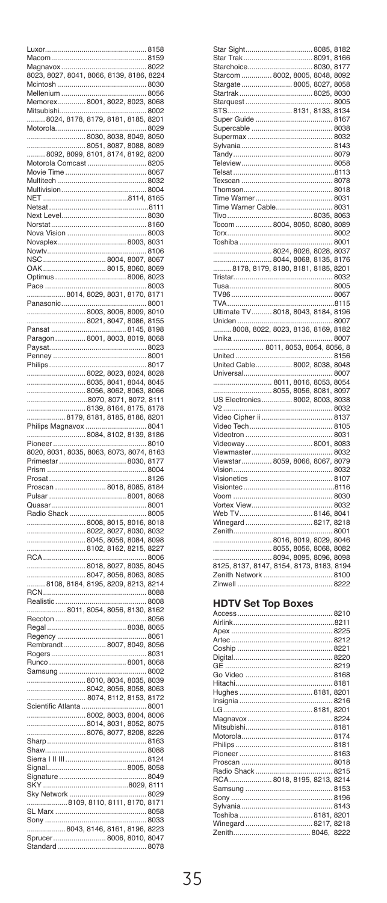Luxor........................................ 8158
Macom....................................... 8159
Magnavox.................................... 8022
8023, 8027, 8041, 8066, 8139, 8186, 8224
Mcintosh.................................... 8030
Mellenium................................... 8056
Memorex........... 8001, 8022, 8023, 8068
Mitsubishi.................................. 8002
......... 8024, 8178, 8179, 8181, 8185, 8201
Motorola.................................... 8029
............................ 8030, 8038, 8049, 8050
............................ 8051, 8087, 8088, 8089
......... 8092, 8099, 8101, 8174, 8192, 8200
Motorola Comcast.......................... 8205
Movie Time.................................. 8067
Multitech................................... 8032
Multivision................................. 8004
NET................................... 8114, 8165
Netsat...................................... 8111
Next Level.................................. 8030
Norstat..................................... 8160
Nova Vision................................. 8003
Novaplex.............................. 8003, 8031
Nowtv....................................... 8106
NSC........................... 8004, 8007, 8067
OAK........................... 8015, 8060, 8069
Optimus............................... 8006, 8023
Pace........................................ 8003
.................. 8014, 8029, 8031, 8170, 8171
Panasonic................................... 8001
............................ 8003, 8006, 8009, 8010
............................ 8021, 8047, 8086, 8155
Pansat................................ 8145, 8198
Paragon............... 8001, 8003, 8019, 8068
Paysat...................................... 8023
Penney...................................... 8001
Philips..................................... 8017
............................ 8022, 8023, 8024, 8028
............................ 8035, 8041, 8044, 8045
............................ 8056, 8062, 8063, 8066
............................ 8070, 8071, 8072, 8111
............................ 8139, 8164, 8175, 8178
.................. 8179, 8181, 8185, 8186, 8201
Philips Magnavox............................ 8041
............................ 8084, 8102, 8139, 8186
Pioneer..................................... 8010
8020, 8031, 8035, 8063, 8073, 8074, 8163
Primestar............................. 8030, 8177
Prism....................................... 8004
Prosat...................................... 8126
Proscan....................... 8018, 8085, 8184
Pulsar................................ 8001, 8068
Quasar...................................... 8001
Radio Shack................................. 8005
............................ 8008, 8015, 8016, 8018
............................ 8022, 8027, 8030, 8032
............................ 8045, 8056, 8084, 8098
............................ 8102, 8162, 8215, 8227
RCA......................................... 8006
............................ 8018, 8027, 8035, 8045
............................ 8047, 8056, 8063, 8085
......... 8108, 8184, 8195, 8209, 8213, 8214
RCN......................................... 8088
Realistic................................... 8008
.................. 8011, 8054, 8056, 8130, 8162
Recoton..................................... 8056
Regal................................. 8038, 8065
Regency..................................... 8061
Rembrandt..................... 8007, 8049, 8056
Rogers...................................... 8031
Runco................................. 8001, 8068
Samsung..................................... 8002
............................ 8010, 8034, 8035, 8039
............................ 8042, 8056, 8058, 8063
............................ 8074, 8112, 8153, 8172
Scientific Atlanta.......................... 8001
............................ 8002, 8003, 8004, 8006
............................ 8014, 8031, 8052, 8075
............................ 8076, 8077, 8208, 8226
Sharp....................................... 8163
Shaw........................................ 8088
Sierra I II III.............................. 8124
Signal................................ 8005, 8058
Signature................................... 8049
SKY................................... 8029, 8111
Sky Network................................. 8029
.................. 8109, 8110, 8111, 8170, 8171
SL Marx..................................... 8058
Sony........................................ 8033
.................. 8043, 8146, 8161, 8196, 8223
Sprucer....................... 8006, 8010, 8047
Standard.................................... 8078

Star Sight............................ 8085, 8182
Star Trak............................. 8091, 8166
Starchoice............................ 8030, 8177
Starcom............... 8002, 8005, 8048, 8092
Stargate...................... 8005, 8027, 8058
Startrak.............................. 8025, 8030
Starquest................................... 8005
STS........................... 8131, 8133, 8134
Super Guide................................. 8167
Supercable.................................. 8038
Supermax.................................... 8032
Sylvania.................................... 8143
Tandy....................................... 8079
Teleview.................................... 8058
Telsat...................................... 8113
Texscan..................................... 8078
Thomson..................................... 8018
Time Warner................................. 8031
Time Warner Cable........................... 8031
Tivo.................................. 8035, 8063
Tocom................. 8004, 8050, 8080, 8089
Torx........................................ 8002
Toshiba..................................... 8001
............................ 8024, 8026, 8028, 8037
............................ 8044, 8068, 8135, 8176
......... 8178, 8179, 8180, 8181, 8185, 8201
Tristar..................................... 8032
Tusa........................................ 8005
TV86........................................ 8067
TVA......................................... 8115
Ultimate TV.......... 8018, 8043, 8184, 8196
Uniden...................................... 8007
......... 8008, 8022, 8023, 8136, 8169, 8182
Unika....................................... 8007
........................ 8011, 8053, 8054, 8056, 8
United...................................... 8156
United Cable.................. 8002, 8038, 8048
Universal................................... 8007
............................ 8011, 8016, 8053, 8054
............................ 8055, 8056, 8081, 8097
US Electronics............... 8002, 8003, 8038
V2.......................................... 8032
Video Cipher ii............................. 8137
Video Tech.................................. 8105
Videotron................................... 8031
Videoway.............................. 8001, 8083
Viewmaster.................................. 8032
Viewstar.............. 8059, 8066, 8067, 8079
Vision...................................... 8032
Visionetics................................. 8107
Visiontec................................... 8116
Voom........................................ 8030
Vortex View................................. 8032
Web TV................................ 8146, 8041
Winegard.............................. 8217, 8218
Zenith...................................... 8001
............................ 8016, 8019, 8029, 8046
............................ 8055, 8056, 8068, 8082
............................ 8094, 8095, 8096, 8098
8125, 8137, 8147, 8154, 8173, 8183, 8194
Zenith Network.............................. 8100
Zinwell..................................... 8222

## HDTV Set Top Boxes

Access...................................... 8210
Airlink..................................... 8211
Apex........................................ 8225
Artec....................................... 8212
Coship...................................... 8221
Digital..................................... 8220
GE.......................................... 8219
Go Video.................................... 8168
Hitachi..................................... 8181
Hughes................................ 8181, 8201
Insignia.................................... 8216
LG.................................... 8181, 8201
Magnavox.................................... 8224
Mitsubishi.................................. 8181
Motorola.................................... 8174
Philips..................................... 8181
Pioneer..................................... 8163
Proscan..................................... 8018
Radio Shack................................. 8215
RCA................... 8018, 8195, 8213, 8214
Samsung..................................... 8153
Sony........................................ 8196
Sylvania.................................... 8143
Toshiba............................... 8181, 8201
Winegard.............................. 8217, 8218
Zenith................................ 8046, 8222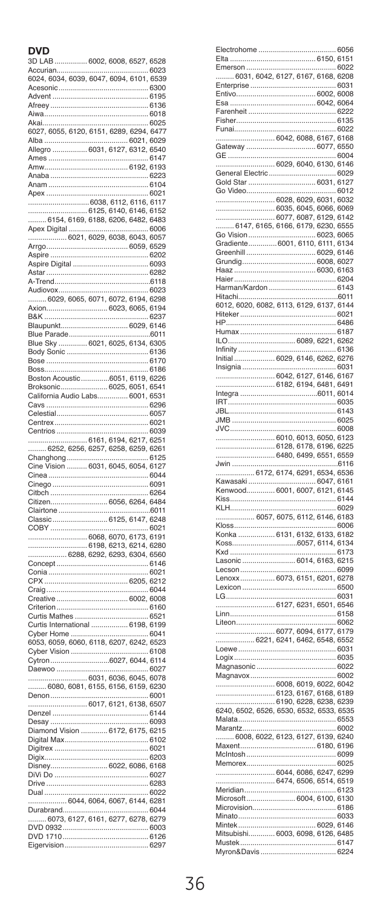## DVD

3D LAB ............... 6002, 6008, 6527, 6528
Accurian.............................................. 6023
6024, 6034, 6039, 6047, 6094, 6101, 6539
Acesonic............................................. 6300
Advent ............................................... 6195
Afreey ................................................ 6136
Aiwa.................................................... 6018
Akai..................................................... 6025
6027, 6055, 6120, 6151, 6289, 6294, 6477
Alba ......................................... 6021, 6029
Allegro ................. 6031, 6127, 6312, 6540
Ames .................................................. 6147
Amw.......................................... 6192, 6193
Anaba ................................................. 6223
Anam .................................................. 6104
Apex ................................................... 6021
............................. 6038, 6112, 6116, 6117
............................. 6125, 6140, 6146, 6152
......... 6154, 6169, 6188, 6206, 6482, 6483
Apex Digital ....................................... 6006
.................. 6021, 6029, 6038, 6043, 6057
Arrgo......................................... 6059, 6529
Aspire ................................................ 6202
Aspire Digital ..................................... 6093
Astar .................................................. 6282
A-Trend................................................6118
Audiovox............................................. 6023
......... 6029, 6065, 6071, 6072, 6194, 6298
Axion............................... 6023, 6065, 6194
B&K ................................................... 6237
Blaupunkt................................. 6029, 6146
Blue Parade.........................................6011
Blue Sky ............. 6021, 6025, 6134, 6305
Body Sonic ......................................... 6136
Bose ................................................... 6170
Boss.................................................... 6186
Boston Acoustic..............6051, 6119, 6226
Broksonic...................... 6025, 6051, 6541
California Audio Labs.............. 6001, 6531
Cavs ................................................... 6296
Celestial.............................................. 6057
Centrex............................................... 6021
Centrios .............................................. 6039
............................ 6161, 6194, 6217, 6251
......... 6252, 6256, 6257, 6258, 6259, 6261
Changhong......................................... 6125
Cine Vision .......... 6031, 6045, 6054, 6127
Cinea .................................................. 6044
Cinego ................................................ 6091
Citbch ................................................. 6264
Citizen........................... 6056, 6264, 6484
Clairtone ..............................................6011
Classic........................... 6125, 6147, 6248
COBY ................................................. 6021
............................ 6068, 6070, 6173, 6191
............................ 6198, 6213, 6214, 6280
.................. 6288, 6292, 6293, 6304, 6560
Concept .............................................. 6146
Conia .................................................. 6021
CPX .......................................... 6205, 6212
Craig................................................... 6044
Creative ................................... 6002, 6008
Criterion ............................................. 6160
Curtis Mathes .................................... 6521
Curtis International .................. 6198, 6199
Cyber Home ....................................... 6041
6053, 6059, 6060, 6118, 6207, 6242, 6523
Cyber Vision ...................................... 6108
Cytron............................6027, 6044, 6114
Daewoo .............................................. 6027
............................ 6031, 6036, 6045, 6078
......... 6080, 6081, 6155, 6156, 6159, 6230
Denon ................................................. 6001
............................ 6017, 6121, 6138, 6507
Denzel ................................................ 6144
Desay ................................................. 6093
Diamond Vision ............ 6172, 6175, 6215
Digital Max......................................... 6102
Digitrex .............................................. 6021
Digix................................................... 6203
Disney........................... 6022, 6086, 6168
DiVi Do .............................................. 6027
Drive .................................................. 6283
Dual ................................................... 6022
.................. 6044, 6064, 6067, 6144, 6281
Durabrand........................................... 6044
......... 6073, 6127, 6161, 6277, 6278, 6279
DVD 0932 ........................................... 6003
DVD 1710 ........................................... 6126
Eigervision ......................................... 6297
Electrohome ....................................... 6056
Elta .......................................... 6150, 6151
Emerson ............................................. 6022
......... 6031, 6042, 6127, 6167, 6168, 6208
Enterprise .......................................... 6031
Entivo....................................... 6002, 6008
Esa ........................................... 6042, 6064
Farenheit ............................................ 6222
Fisher.................................................. 6135
Funai................................................... 6022
............................ 6042, 6088, 6167, 6168
Gateway ................................... 6077, 6550
GE ...................................................... 6004
............................ 6029, 6040, 6130, 6146
General Electric ................................. 6029
Gold Star .................................. 6031, 6127
Go Video............................................. 6012
............................ 6028, 6029, 6031, 6032
............................ 6035, 6045, 6066, 6069
............................ 6077, 6087, 6129, 6142
......... 6147, 6165, 6166, 6179, 6230, 6555
Go Vision .................................. 6023, 6065
Gradiente........... 6001, 6110, 6111, 6134
Greenhill ................................... 6029, 6146
Grundig.................................... 6008, 6027
Haaz ......................................... 6030, 6163
Haier ................................................... 6204
Harman/Kardon ................................. 6143
Hitachi..................................................6011
6012, 6020, 6082, 6113, 6129, 6137, 6144
Hiteker ............................................... 6021
HP....................................................... 6486
Humax ............................................... 6187
ILO................................... 6089, 6221, 6262
Infinity ............................................... 6136
Initial ................... 6029, 6146, 6262, 6276
Insignia .............................................. 6031
............................ 6042, 6127, 6146, 6167
............................ 6182, 6194, 6481, 6491
Integra .......................................6011, 6014
IRT...................................................... 6035
JBL..................................................... 6143
JMB ................................................... 6025
JVC..................................................... 6008
............................ 6010, 6013, 6050, 6123
............................ 6128, 6178, 6196, 6225
............................ 6480, 6499, 6551, 6559
Jwin ....................................................6116
.................. 6172, 6174, 6291, 6534, 6536
Kawasaki .................................. 6047, 6161
Kenwood............. 6001, 6007, 6121, 6145
Kiss..................................................... 6144
KLH..................................................... 6029
.................. 6057, 6075, 6112, 6146, 6183
Kloss................................................... 6006
Konka ................. 6131, 6132, 6133, 6182
Koss..............................6057, 6114, 6134
Kxd ..................................................... 6173
Lasonic ......................... 6014, 6163, 6215
Lecson ............................................... 6099
Lenoxx............. 6073, 6151, 6201, 6278
Lexicon .............................................. 6500
LG....................................................... 6031
............................ 6127, 6231, 6501, 6546
Linn..................................................... 6158
Liteon.................................................. 6062
............................ 6077, 6094, 6177, 6179
.................. 6221, 6241, 6462, 6548, 6552
Loewe ................................................. 6031
Logix ................................................... 6035
Magnasonic ....................................... 6022
Magnavox ........................................... 6002
............................ 6008, 6019, 6022, 6042
............................ 6123, 6167, 6168, 6189
............................ 6190, 6228, 6238, 6239
6240, 6502, 6526, 6530, 6532, 6533, 6535
Malata................................................. 6553
Marantz............................................... 6002
......... 6008, 6022, 6123, 6127, 6139, 6240
Maxent...................................... 6180, 6196
McIntosh ............................................ 6099
Memorex............................................. 6025
............................ 6044, 6086, 6247, 6299
............................ 6474, 6506, 6514, 6519
Meridian.............................................. 6123
Microsoft....................... 6004, 6100, 6130
Microvision......................................... 6186
Minato................................................. 6033
Mintek ...................................... 6029, 6146
Mitsubishi............ 6003, 6098, 6126, 6485
Mustek ................................................ 6147
Myron&Davis ..................................... 6224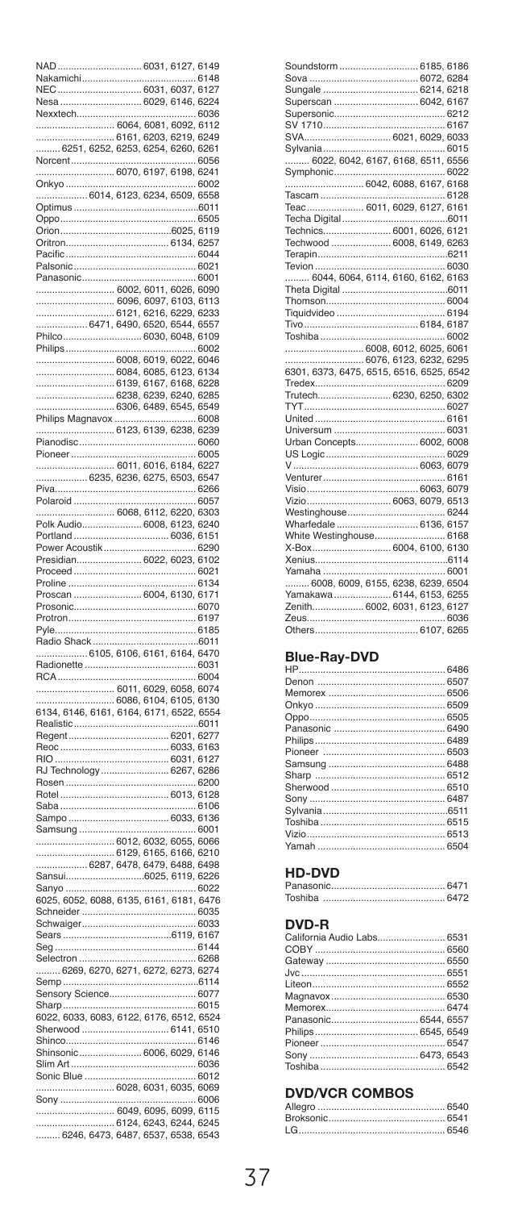NAD ............................. 6031, 6127, 6149
Nakamichi.......................................... 6148
NEC ............................. 6031, 6037, 6127
Nesa ............................ 6029, 6146, 6224
Nexxtech........................................... 6036
............................ 6064, 6081, 6092, 6112
............................ 6161, 6203, 6219, 6249
......... 6251, 6252, 6253, 6254, 6260, 6261
Norcent............................................. 6056
............................ 6070, 6197, 6198, 6241
Onkyo ............................................... 6002
.................. 6014, 6123, 6234, 6509, 6558
Optimus .............................................6011
Oppo................................................. 6505
Orion.........................................6025, 6119
Oritron...................................... 6134, 6257
Pacific ............................................... 6044
Palsonic............................................ 6021
Panasonic......................................... 6001
............................ 6002, 6011, 6026, 6090
............................ 6096, 6097, 6103, 6113
............................ 6121, 6216, 6229, 6233
.................. 6471, 6490, 6520, 6544, 6557
Philco............................ 6030, 6048, 6109
Philips ............................................... 6002
............................ 6008, 6019, 6022, 6046
............................ 6084, 6085, 6123, 6134
............................ 6139, 6167, 6168, 6228
............................ 6238, 6239, 6240, 6285
............................ 6306, 6489, 6545, 6549
Philips Magnavox ............................. 6008
............................ 6123, 6139, 6238, 6239
Pianodisc.......................................... 6060
Pioneer ............................................. 6005
............................ 6011, 6016, 6184, 6227
.................. 6235, 6236, 6275, 6503, 6547
Piva................................................... 6266
Polaroid ............................................ 6057
............................ 6068, 6112, 6220, 6303
Polk Audio...................... 6008, 6123, 6240
Portland .................................. 6036, 6151
Power Acoustik ................................. 6290
Presidian....................... 6022, 6023, 6102
Proceed ............................................ 6021
Proline .............................................. 6134
Proscan ........................ 6004, 6130, 6171
Prosonic............................................ 6070
Protron.............................................. 6197
Pyle................................................... 6185
Radio Shack .......................................6011
.................. 6105, 6106, 6161, 6164, 6470
Radionette ........................................ 6031
RCA................................................... 6004
............................ 6011, 6029, 6058, 6074
............................ 6086, 6104, 6105, 6130
6134, 6146, 6161, 6164, 6171, 6522, 6554
Realistic .............................................6011
Regent..................................... 6201, 6277
Reoc ....................................... 6033, 6163
RIO ......................................... 6031, 6127
RJ Technology ........................ 6267, 6286
Rosen ............................................... 6200
Rotel ....................................... 6013, 6128
Saba ................................................. 6106
Sampo .................................... 6033, 6136
Samsung .......................................... 6001
............................ 6012, 6032, 6055, 6066
............................ 6129, 6165, 6166, 6210
.................. 6287, 6478, 6479, 6488, 6498
Sansui............................6025, 6119, 6226
Sanyo ............................................... 6022
6025, 6052, 6088, 6135, 6161, 6181, 6476
Schneider ......................................... 6035
Schwaiger......................................... 6033
Sears .......................................6119, 6167
Seg ................................................... 6144
Selectron .......................................... 6268
......... 6269, 6270, 6271, 6272, 6273, 6274
Semp .................................................6114
Sensory Science................................ 6077
Sharp ................................................ 6015
6022, 6033, 6083, 6122, 6176, 6512, 6524
Sherwood ............................... 6141, 6510
Shinco............................................... 6146
Shinsonic...................... 6006, 6029, 6146
Slim Art ............................................. 6036
Sonic Blue ........................................ 6012
............................ 6028, 6031, 6035, 6069
Sony ................................................. 6006
............................ 6049, 6095, 6099, 6115
............................ 6124, 6243, 6244, 6245
......... 6246, 6473, 6487, 6537, 6538, 6543

Soundstorm ............................ 6185, 6186
Sova ....................................... 6072, 6284
Sungale .................................. 6214, 6218
Superscan .............................. 6042, 6167
Supersonic........................................ 6212
SV 1710............................................ 6167
SVA............................... 6021, 6029, 6033
Sylvania ............................................ 6015
......... 6022, 6042, 6167, 6168, 6511, 6556
Symphonic........................................ 6022
............................ 6042, 6088, 6167, 6168
Tascam ............................................. 6128
Teac..................... 6011, 6029, 6127, 6161
Techa Digital ......................................6011
Technics........................ 6001, 6026, 6121
Techwood ..................... 6008, 6149, 6263
Terapin...............................................6211
Tevion ............................................... 6030
......... 6044, 6064, 6114, 6160, 6162, 6163
Theta Digital ......................................6011
Thomson........................................... 6004
Tiquidvideo ....................................... 6194
Tivo ........................................ 6184, 6187
Toshiba ............................................. 6002
............................ 6008, 6012, 6025, 6061
............................ 6076, 6123, 6232, 6295
6301, 6373, 6475, 6515, 6516, 6525, 6542
Tredex............................................... 6209
Trutech.......................... 6230, 6250, 6302
TYT................................................... 6027
United ............................................... 6161
Universum ........................................ 6031
Urban Concepts...................... 6002, 6008
US Logic........................................... 6029
V ............................................ 6063, 6079
Venturer............................................ 6161
Visio........................................ 6063, 6079
Vizio............................... 6063, 6079, 6513
Westinghouse................................... 6244
Wharfedale ............................. 6136, 6157
White Westinghouse......................... 6168
X-Box............................ 6004, 6100, 6130
Xenius................................................6114
Yamaha ............................................ 6001
......... 6008, 6009, 6155, 6238, 6239, 6504
Yamakawa .................... 6144, 6153, 6255
Zenith.................. 6002, 6031, 6123, 6127
Zeus.................................................. 6036
Others..................................... 6107, 6265

## Blue-Ray-DVD

HP..................................................... 6486
Denon .............................................. 6507
Memorex .......................................... 6506
Onkyo ............................................... 6509
Oppo................................................. 6505
Panasonic ........................................ 6490
Philips ............................................... 6489
Pioneer ............................................ 6503
Samsung .......................................... 6488
Sharp ............................................... 6512
Sherwood ......................................... 6510
Sony ................................................. 6487
Sylvania .............................................6511
Toshiba ............................................. 6515
Vizio.................................................. 6513
Yamah .............................................. 6504

## HD-DVD

Panasonic.......................................... 6471
Toshiba ............................................ 6472

## DVD-R

California Audio Labs........................ 6531
COBY ............................................... 6560
Gateway ........................................... 6550
Jvc .................................................... 6551
Liteon................................................ 6552
Magnavox......................................... 6530
Memorex........................................... 6474
Panasonic............................... 6544, 6557
Philips ..................................... 6545, 6549
Pioneer ............................................. 6547
Sony ....................................... 6473, 6543
Toshiba ............................................. 6542

## DVD/VCR COMBOS

Allegro .............................................. 6540
Broksonic.......................................... 6541
LG..................................................... 6546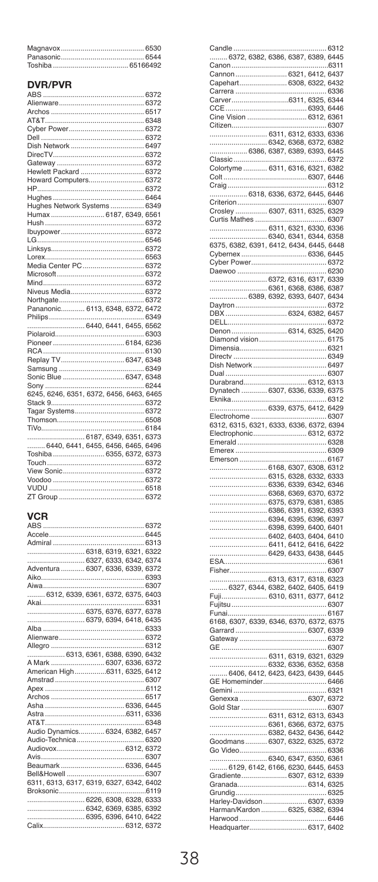Magnavox ........................................ 6530
Panasonic ........................................ 6544
Toshiba ...................................... 65166492

## DVR/PVR

ABS ........................................ 6372
Alienware ........................................ 6372
Archos ........................................ 6517
AT&T ........................................ 6348
Cyber Power ........................................ 6372
Dell ........................................ 6372
Dish Network ........................................ 6497
DirecTV ........................................ 6372
Gateway ........................................ 6372
Hewlett Packard ........................................ 6372
Howard Computers ........................................ 6372
HP ........................................ 6372
Hughes ........................................ 6464
Hughes Network Systems ................ 6349
Humax .......................... 6187, 6349, 6561
Hush ........................................ 6372
Ibuypower ........................................ 6372
LG ........................................ 6546
Linksys ........................................ 6372
Lorex ........................................ 6563
Media Center PC ........................................ 6372
Microsoft ........................................ 6372
Mind ........................................ 6372
Niveus Media ........................................ 6372
Northgate ........................................ 6372
Pananonic ............ 6113, 6348, 6372, 6472
Philips ........................................ 6349
............................ 6440, 6441, 6455, 6562
Piloraid ........................................ 6303
Pioneer ................................ 6184, 6236
RCA ........................................ 6130
Replay TV ................................ 6347, 6348
Samsung ........................................ 6349
Sonic Blue ................................ 6347, 6348
Sony ........................................ 6244
6245, 6246, 6351, 6372, 6456, 6463, 6465
Stack 9 ........................................ 6372
Tagar Systems ........................................ 6372
Thomson ........................................ 6508
TiVo ........................................ 6184
............................ 6187, 6349, 6351, 6373
......... 6440, 6441, 6455, 6456, 6465, 6496
Toshiba .......................... 6355, 6372, 6373
Touch ........................................ 6372
View Sonic ........................................ 6372
Voodoo ........................................ 6372
VUDU ........................................ 6518
ZT Group ........................................ 6372

## VCR

ABS ........................................ 6372
Accele ........................................ 6445
Admiral ........................................ 6313
............................ 6318, 6319, 6321, 6322
............................ 6327, 6333, 6342, 6374
Adventura ............ 6307, 6336, 6339, 6372
Aiko ........................................ 6393
Aiwa ........................................ 6307
......... 6312, 6339, 6361, 6372, 6375, 6403
Akai ........................................ 6331
............................ 6375, 6376, 6377, 6378
............................ 6379, 6394, 6418, 6435
Alba ........................................ 6333
Alienware ........................................ 6372
Allegro ........................................ 6312
.................. 6313, 6361, 6388, 6390, 6432
A Mark .......................... 6307, 6336, 6372
American High ................ 6311, 6325, 6412
Amstrad ........................................ 6307
Apex ........................................ 6112
Archos ........................................ 6517
Asha ................................ 6336, 6445
Astra ................................ 6311, 6336
AT&T ........................................ 6348
Audio Dynamics ............ 6324, 6382, 6457
Audio-Technica ........................................ 6320
Audiovox ................................ 6312, 6372
Avis ........................................ 6307
Beaumark ................................ 6336, 6445
Bell&Howell ........................................ 6307
6311, 6313, 6317, 6319, 6327, 6342, 6402
Broksonic ........................................ 6119
............................ 6226, 6308, 6328, 6333
............................ 6342, 6369, 6385, 6392
............................ 6395, 6396, 6410, 6422
Calix ................................ 6312, 6372
Candle ........................................ 6312
......... 6372, 6382, 6386, 6387, 6389, 6445
Canon ........................................ 6311
Cannon .......................... 6321, 6412, 6437
Capehart .......................... 6308, 6322, 6432
Carrera ........................................ 6336
Carver .......................... 6311, 6325, 6344
CCE ................................ 6393, 6446
Cine Vision ................................ 6312, 6361
Citizen ........................................ 6307
............................ 6311, 6312, 6333, 6336
............................ 6342, 6368, 6372, 6382
.................. 6386, 6387, 6389, 6393, 6445
Classic ........................................ 6372
Colortyme ............ 6311, 6316, 6321, 6382
Colt ................................ 6307, 6446
Craig ........................................ 6312
.................. 6318, 6336, 6372, 6445, 6446
Criterion ........................................ 6307
Crosley ............... 6307, 6311, 6325, 6329
Curtis Mathes ........................................ 6307
............................ 6311, 6321, 6330, 6336
............................ 6340, 6341, 6344, 6358
6375, 6382, 6391, 6412, 6434, 6445, 6448
Cybernex ................................ 6336, 6445
Cyber Power ........................................ 6372
Daewoo ........................................ 6230
............................ 6372, 6316, 6317, 6339
............................ 6361, 6368, 6386, 6387
.................. 6389, 6392, 6393, 6407, 6434
Daytron ........................................ 6372
DBX .......................... 6324, 6382, 6457
DELL ........................................ 6372
Denon .......................... 6314, 6325, 6420
Diamond vision ........................................ 6175
Dimensia ........................................ 6321
Directv ........................................ 6349
Dish Network ........................................ 6497
Dual ........................................ 6307
Durabrand ................................ 6312, 6313
Dynatech ............ 6307, 6336, 6339, 6375
Eknika ........................................ 6312
............................ 6339, 6375, 6412, 6429
Electrohome ........................................ 6307
6312, 6315, 6321, 6333, 6336, 6372, 6394
Electrophonic ................................ 6312, 6372
Emerald ........................................ 6328
Emerex ........................................ 6309
Emerson ........................................ 6167
............................ 6168, 6307, 6308, 6312
............................ 6315, 6328, 6332, 6333
............................ 6336, 6339, 6342, 6346
............................ 6368, 6369, 6370, 6372
............................ 6375, 6379, 6381, 6385
............................ 6386, 6391, 6392, 6393
............................ 6394, 6395, 6396, 6397
............................ 6398, 6399, 6400, 6401
............................ 6402, 6403, 6404, 6410
............................ 6411, 6412, 6416, 6422
............................ 6429, 6433, 6438, 6445
ESA ........................................ 6361
Fisher ........................................ 6307
............................ 6313, 6317, 6318, 6323
......... 6327, 6344, 6382, 6402, 6405, 6419
Fuji ...................... 6310, 6311, 6377, 6412
Fujitsu ........................................ 6307
Funai ........................................ 6167
6168, 6307, 6339, 6346, 6370, 6372, 6375
Garrard ................................ 6307, 6339
Gateway ........................................ 6372
GE ........................................ 6307
............................ 6311, 6319, 6321, 6329
............................ 6332, 6336, 6352, 6358
......... 6406, 6412, 6423, 6423, 6439, 6445
GE Homeminder ........................................ 6466
Gemini ........................................ 6321
Genexxa ................................ 6307, 6372
Gold Star ........................................ 6307
............................ 6311, 6312, 6313, 6343
............................ 6361, 6366, 6372, 6375
............................ 6382, 6432, 6436, 6442
Goodmans ........... 6307, 6322, 6325, 6372
Go Video ........................................ 6336
............................ 6340, 6347, 6350, 6361
......... 6129, 6142, 6166, 6230, 6445, 6453
Gradiente .......................... 6307, 6312, 6339
Granada ................................ 6314, 6325
Grundig ........................................ 6325
Harley-Davidson ................................ 6307, 6339
Harman/Kardon ............ 6325, 6382, 6394
Harwood ........................................ 6446
Headquarter ................................ 6317, 6402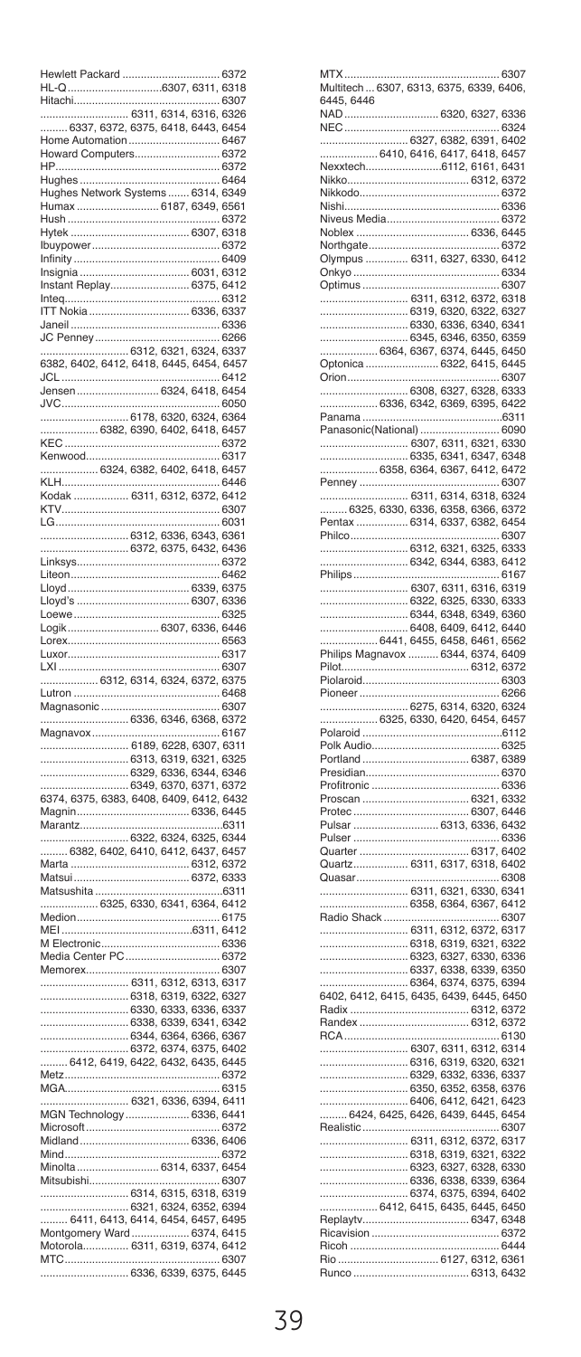Hewlett Packard ............................... 6372
HL-Q ..............................6307, 6311, 6318
Hitachi................................................ 6307
............................ 6311, 6314, 6316, 6326
......... 6337, 6372, 6375, 6418, 6443, 6454
Home Automation ............................. 6467
Howard Computers............................ 6372
HP...................................................... 6372
Hughes .............................................. 6464
Hughes Network Systems ....... 6314, 6349
Humax ........................... 6187, 6349, 6561
Hush .................................................. 6372
Hytek ...................................... 6307, 6318
Ibuypower.......................................... 6372
Infinity ................................................ 6409
Insignia .................................... 6031, 6312
Instant Replay.......................... 6375, 6412
Inteq................................................... 6312
ITT Nokia ................................ 6336, 6337
Janeil ................................................. 6336
JC Penney ......................................... 6266
............................ 6312, 6321, 6324, 6337
6382, 6402, 6412, 6418, 6445, 6454, 6457
JCL .................................................... 6412
Jensen........................... 6324, 6418, 6454
JVC.................................................... 6050
............................ 6178, 6320, 6324, 6364
.................. 6382, 6390, 6402, 6418, 6457
KEC ................................................... 6372
Kenwood............................................ 6317
.................. 6324, 6382, 6402, 6418, 6457
KLH.................................................... 6446
Kodak .................. 6311, 6312, 6372, 6412
KTV.................................................... 6307
LG...................................................... 6031
............................ 6312, 6336, 6343, 6361
............................ 6372, 6375, 6432, 6436
Linksys............................................... 6372
Liteon................................................. 6462
Lloyd........................................ 6339, 6375
Lloyd's ..................................... 6307, 6336
Loewe ................................................ 6325
Logik........................................ 6307, 6336, 6446
Lorex.................................................. 6563
Luxor.................................................. 6317
LXI ..................................................... 6307
.................. 6312, 6314, 6324, 6372, 6375
Lutron ................................................ 6468
Magnasonic ....................................... 6307
............................ 6336, 6346, 6368, 6372
Magnavox .......................................... 6167
............................ 6189, 6228, 6307, 6311
............................ 6313, 6319, 6321, 6325
............................ 6329, 6336, 6344, 6346
............................ 6349, 6370, 6371, 6372
6374, 6375, 6383, 6408, 6409, 6412, 6432
Magnin..................................... 6336, 6445
Marantz..............................................6311
............................ 6322, 6324, 6325, 6344
......... 6382, 6402, 6410, 6412, 6437, 6457
Marta ....................................... 6312, 6372
Matsui ...................................... 6372, 6333
Matsushita .........................................6311
.................. 6325, 6330, 6341, 6364, 6412
Medion............................................... 6175
MEI ..........................................6311, 6412
M Electronic....................................... 6336
Media Center PC............................... 6372
Memorex............................................ 6307
............................ 6311, 6312, 6313, 6317
............................ 6318, 6319, 6322, 6327
............................ 6330, 6333, 6336, 6337
............................ 6338, 6339, 6341, 6342
............................ 6344, 6364, 6366, 6367
............................ 6372, 6374, 6375, 6402
......... 6412, 6419, 6422, 6432, 6435, 6445
Metz................................................... 6372
MGA................................................... 6315
............................ 6321, 6336, 6394, 6411
MGN Technology ..................... 6336, 6441
Microsoft............................................ 6372
Midland.................................... 6336, 6406
Mind................................................... 6372
Minolta ........................... 6314, 6337, 6454
Mitsubishi.......................................... 6307
............................ 6314, 6315, 6318, 6319
............................ 6321, 6324, 6352, 6394
......... 6411, 6413, 6414, 6454, 6457, 6495
Montgomery Ward .................. 6374, 6415
Motorola............... 6311, 6319, 6374, 6412
MTC................................................... 6307
............................ 6336, 6339, 6375, 6445
MTX................................................... 6307
Multitech ... 6307, 6313, 6375, 6339, 6406, 6445, 6446
NAD ............................... 6320, 6327, 6336
NEC ................................................... 6324
............................ 6327, 6382, 6391, 6402
.................. 6410, 6416, 6417, 6418, 6457
Nexxtech.......................6112, 6161, 6431
Nikko....................................... 6312, 6372
Nikkodo............................................. 6372
Nishi.................................................. 6336
Niveus Media..................................... 6372
Noblex ..................................... 6336, 6445
Northgate.......................................... 6372
Olympus ............. 6311, 6327, 6330, 6412
Onkyo ................................................ 6334
Optimus ............................................. 6307
............................ 6311, 6312, 6372, 6318
............................ 6319, 6320, 6322, 6327
............................ 6330, 6336, 6340, 6341
............................ 6345, 6346, 6350, 6359
.................. 6364, 6367, 6374, 6445, 6450
Optonica ........................ 6322, 6415, 6445
Orion.................................................. 6307
............................ 6308, 6327, 6328, 6333
.................. 6336, 6342, 6369, 6395, 6422
Panama .............................................6311
Panasonic(National) ......................... 6090
............................ 6307, 6311, 6321, 6330
............................ 6335, 6341, 6347, 6348
.................. 6358, 6364, 6367, 6412, 6472
Penney .............................................. 6307
............................ 6311, 6314, 6318, 6324
......... 6325, 6330, 6336, 6358, 6366, 6372
Pentax ................. 6314, 6337, 6382, 6454
Philco................................................. 6307
............................ 6312, 6321, 6325, 6333
............................ 6342, 6344, 6383, 6412
Philips ................................................ 6167
............................ 6307, 6311, 6316, 6319
............................ 6322, 6325, 6330, 6333
............................ 6344, 6348, 6349, 6360
............................ 6408, 6409, 6412, 6440
.................. 6441, 6455, 6458, 6461, 6562
Philips Magnavox .......... 6344, 6374, 6409
Pilot......................................... 6312, 6372
Piolaroid............................................ 6303
Pioneer .............................................. 6266
............................ 6275, 6314, 6320, 6324
.................. 6325, 6330, 6420, 6454, 6457
Polaroid .............................................6112
Polk Audio.......................................... 6325
Portland ................................. 6387, 6389
Presidian............................................ 6370
Profitronic ......................................... 6336
Proscan ................................... 6321, 6332
Protec ...................................... 6307, 6446
Pulsar ............................ 6313, 6336, 6432
Pulser ............................................... 6336
Quarter .................................... 6317, 6402
Quartz.................. 6311, 6317, 6318, 6402
Quasar............................................... 6308
............................ 6311, 6321, 6330, 6341
............................ 6358, 6364, 6367, 6412
Radio Shack ...................................... 6307
............................ 6311, 6312, 6372, 6317
............................ 6318, 6319, 6321, 6322
............................ 6323, 6327, 6330, 6336
............................ 6337, 6338, 6339, 6350
............................ 6364, 6374, 6375, 6394
6402, 6412, 6415, 6435, 6439, 6445, 6450
Radix ....................................... 6312, 6372
Randex .................................... 6312, 6372
RCA.................................................... 6130
............................ 6307, 6311, 6312, 6314
............................ 6316, 6319, 6320, 6321
............................ 6329, 6332, 6336, 6337
............................ 6350, 6352, 6358, 6376
............................ 6406, 6412, 6421, 6423
......... 6424, 6425, 6426, 6439, 6445, 6454
Realistic............................................. 6307
............................ 6311, 6312, 6372, 6317
............................ 6318, 6319, 6321, 6322
............................ 6323, 6327, 6328, 6330
............................ 6336, 6338, 6339, 6364
............................ 6374, 6375, 6394, 6402
.................. 6412, 6415, 6435, 6445, 6450
Replaytv.................................... 6347, 6348
Ricavision .......................................... 6372
Ricoh ................................................. 6444
Rio ................................. 6127, 6312, 6361
Runco ...................................... 6313, 6432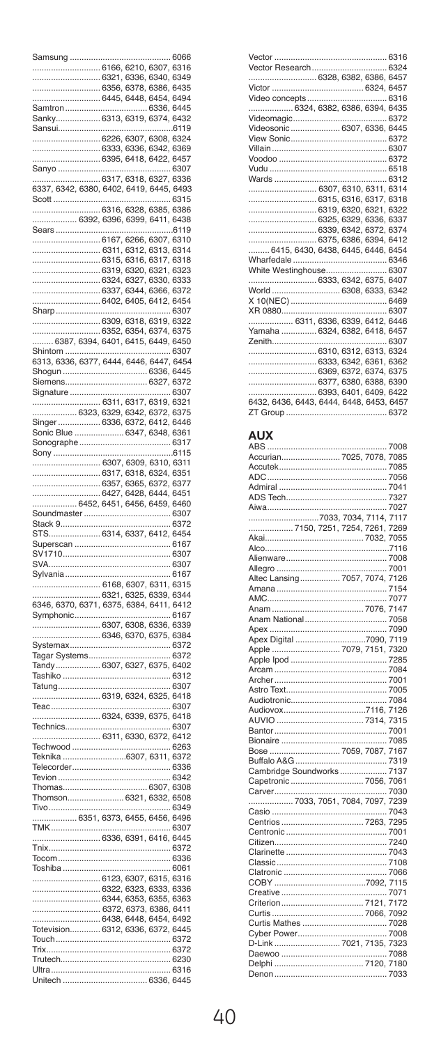Samsung ........................................ 6066
............................ 6166, 6210, 6307, 6316
............................ 6321, 6336, 6340, 6349
............................ 6356, 6378, 6386, 6435
............................ 6445, 6448, 6454, 6494
Samtron ................................. 6336, 6445
Sanky.................. 6313, 6319, 6374, 6432
Sansui............................................6119
............................ 6226, 6307, 6308, 6324
............................ 6333, 6336, 6342, 6369
............................ 6395, 6418, 6422, 6457
Sanyo ............................................ 6307
............................ 6317, 6318, 6327, 6336
6337, 6342, 6380, 6402, 6419, 6445, 6493
Scott .............................................. 6315
............................ 6316, 6328, 6385, 6386
.................. 6392, 6396, 6399, 6411, 6438
Sears .............................................6119
............................ 6167, 6266, 6307, 6310
............................ 6311, 6312, 6313, 6314
............................ 6315, 6316, 6317, 6318
............................ 6319, 6320, 6321, 6323
............................ 6324, 6327, 6330, 6333
............................ 6337, 6344, 6366, 6372
............................ 6402, 6405, 6412, 6454
Sharp ............................................. 6307
............................ 6309, 6318, 6319, 6322
............................ 6352, 6354, 6374, 6375
......... 6387, 6394, 6401, 6415, 6449, 6450
Shintom ........................................ 6307
6313, 6336, 6377, 6444, 6446, 6447, 6454
Shogun ................................... 6336, 6445
Siemens.................................. 6327, 6372
Signature ....................................... 6307
............................ 6311, 6317, 6319, 6321
.................. 6323, 6329, 6342, 6372, 6375
Singer ................. 6336, 6372, 6412, 6446
Sonic Blue .................... 6347, 6348, 6361
Sonographe .................................... 6317
Sony ..............................................6115
............................ 6307, 6309, 6310, 6311
............................ 6317, 6318, 6324, 6351
............................ 6357, 6365, 6372, 6377
............................ 6427, 6428, 6444, 6451
.................. 6452, 6451, 6456, 6459, 6460
Soundmaster ................................. 6307
Stack 9........................................... 6372
STS..................... 6314, 6337, 6412, 6454
Superscan ...................................... 6167
SV1710........................................... 6307
SVA................................................ 6307
Sylvania .......................................... 6167
............................ 6168, 6307, 6311, 6315
............................ 6321, 6325, 6339, 6344
6346, 6370, 6371, 6375, 6384, 6411, 6412
Symphonic...................................... 6167
............................ 6307, 6308, 6336, 6339
............................ 6346, 6370, 6375, 6384
Systemax........................................ 6372
Tagar Systems................................ 6372
Tandy .................. 6307, 6327, 6375, 6402
Tashiko .......................................... 6312
Tatung............................................ 6307
............................ 6319, 6324, 6325, 6418
Teac ............................................... 6307
............................ 6324, 6339, 6375, 6418
Technics......................................... 6307
............................ 6311, 6330, 6372, 6412
Techwood ...................................... 6263
Teknika ...........................6307, 6311, 6372
Telecorder...................................... 6336
Tevion ............................................ 6342
Thomas................................... 6307, 6308
Thomson....................... 6321, 6332, 6508
Tivo ................................................ 6349
.................. 6351, 6373, 6455, 6456, 6496
TMK............................................... 6307
............................ 6336, 6391, 6416, 6445
Trix................................................. 6372
Tocom ............................................ 6336
Toshiba .......................................... 6061
............................ 6123, 6307, 6315, 6316
............................ 6322, 6323, 6333, 6336
............................ 6344, 6353, 6355, 6363
............................ 6372, 6373, 6386, 6411
............................ 6438, 6448, 6454, 6492
Totevision............ 6312, 6336, 6372, 6445
Touch ............................................. 6372
Trix................................................. 6372
Trutech........................................... 6230
Ultra ............................................... 6316
Unitech .................................. 6336, 6445

Vector ............................................ 6316
Vector Research............................. 6324
............................ 6328, 6382, 6386, 6457
Victor ..................................... 6324, 6457
Video concepts ............................... 6316
.................. 6324, 6382, 6386, 6394, 6435
Videomagic..................................... 6372
Videosonic .................... 6307, 6336, 6445
View Sonic..................................... 6372
Villain ............................................ 6307
Voodoo .......................................... 6372
Vudu .............................................. 6518
Wards ............................................ 6312
............................ 6307, 6310, 6311, 6314
............................ 6315, 6316, 6317, 6318
............................ 6319, 6320, 6321, 6322
............................ 6325, 6329, 6336, 6337
............................ 6339, 6342, 6372, 6374
............................ 6375, 6386, 6394, 6412
........ 6415, 6430, 6438, 6445, 6446, 6454
Wharfedale .................................... 6346
White Westinghouse........................ 6307
............................ 6333, 6342, 6375, 6407
World ............................ 6308, 6333, 6342
X 10(NEC) ...................................... 6469
XR 0880.......................................... 6307
.................. 6311, 6336, 6339, 6412, 6446
Yamaha .............. 6324, 6382, 6418, 6457
Zenith............................................. 6307
............................ 6310, 6312, 6313, 6324
............................ 6333, 6342, 6361, 6362
............................ 6369, 6372, 6374, 6375
............................ 6377, 6380, 6388, 6390
............................ 6393, 6401, 6409, 6422
6432, 6436, 6443, 6444, 6448, 6453, 6457
ZT Group ........................................ 6372

## AUX

ABS ............................................... 7008
Accurian........................ 7025, 7078, 7085
Accutek........................................... 7085
ADC ............................................... 7056
Admiral .......................................... 7041
ADS Tech........................................ 7327
Aiwa............................................... 7027
............................7033, 7034, 7114, 7117
.................. 7150, 7251, 7254, 7261, 7269
Akai.......................................... 7032, 7055
Alco................................................7116
Alienware....................................... 7008
Allegro ........................................... 7001
Altec Lansing................ 7057, 7074, 7126
Amana ............................................ 7154
AMC............................................... 7077
Anam ...................................... 7076, 7147
Anam National................................ 7058
Apex .............................................. 7090
Apex Digital .............................7090, 7119
Apple ............................ 7079, 7151, 7320
Apple Ipod ..................................... 7285
Arcam ............................................ 7084
Archer............................................ 7001
Astro Text....................................... 7005
Audiotronic..................................... 7084
Audiovox..................................7116, 7126
AUVIO ................................... 7314, 7315
Bantor............................................ 7001
Bionaire ......................................... 7085
Bose ............................ 7059, 7087, 7167
Buffalo A&G ................................... 7319
Cambridge Soundworks .................. 7137
Capetronic ............................. 7056, 7061
Carver............................................ 7030
.................. 7033, 7051, 7084, 7097, 7239
Casio ............................................. 7043
Centrios ................................. 7263, 7295
Centronic ....................................... 7001
Citizen............................................ 7240
Clarinette ....................................... 7043
Classic............................................ 7108
Clatronic ........................................ 7066
COBY .....................................7092, 7115
Creative ......................................... 7071
Criterion................................. 7121, 7172
Curtis ..................................... 7066, 7092
Curtis Mathes ................................. 7028
Cyber Power................................... 7008
D-Link ........................... 7021, 7135, 7323
Daewoo ......................................... 7088
Delphi .................................... 7120, 7180
Denon ............................................ 7033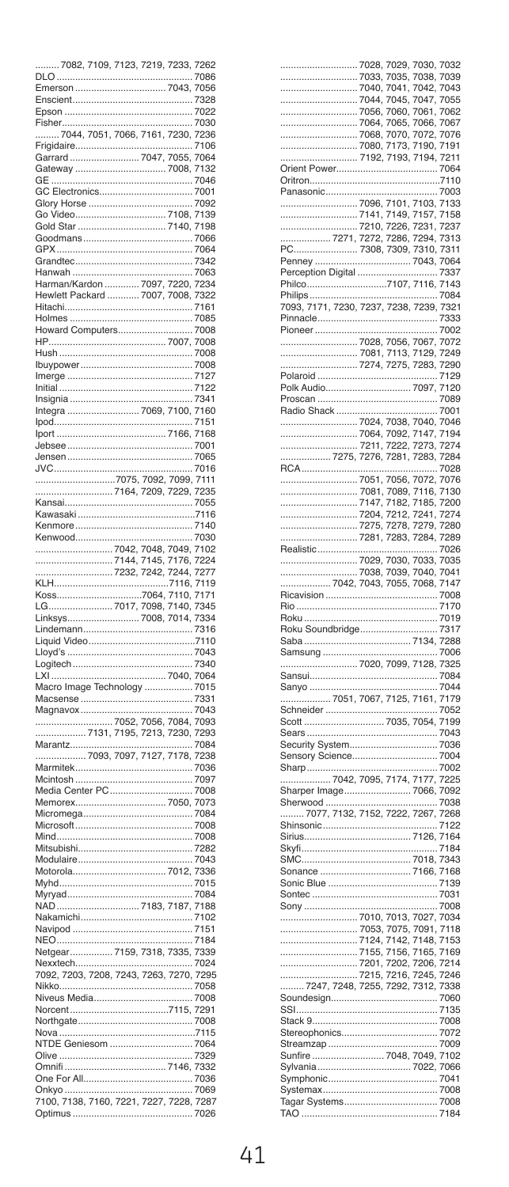........ 7082, 7109, 7123, 7219, 7233, 7262
DLO ........................................ 7086
Emerson ..................... 7043, 7056
Enscient ..................................... 7328
Epson ........................................ 7022
Fisher ......................................... 7030
........ 7044, 7051, 7066, 7161, 7230, 7236
Frigidaire ................................... 7106
Garrard ..................... 7047, 7055, 7064
Gateway ............................ 7008, 7132
GE ............................................. 7046
GC Electronics ............................ 7001
Glory Horse ................................. 7092
Go Video ............................ 7108, 7139
Gold Star ............................. 7140, 7198
Goodmans ................................... 7066
GPX ........................................... 7064
Grandtec ..................................... 7342
Hanwah ....................................... 7063
Harman/Kardon ............ 7097, 7220, 7234
Hewlett Packard ........... 7007, 7008, 7322
Hitachi ......................................... 7161
Holmes ........................................ 7085
Howard Computers ......................... 7008
HP ................................... 7007, 7008
Hush ........................................... 7008
Ibuypower .................................... 7008
Imerge ......................................... 7127
Initial ........................................... 7122
Insignia ....................................... 7341
Integra ....................... 7069, 7100, 7160
Ipod ............................................ 7151
Iport ................................... 7166, 7168
Jebsee ......................................... 7001
Jensen ......................................... 7065
JVC ............................................. 7016
............................ 7075, 7092, 7099, 7111
............................ 7164, 7209, 7229, 7235
Kansai ......................................... 7055
Kawasaki ..................................... 7116
Kenmore ...................................... 7140
Kenwood ...................................... 7030
............................ 7042, 7048, 7049, 7102
............................ 7144, 7145, 7176, 7224
............................ 7232, 7242, 7244, 7277
KLH ................................... 7116, 7119
Koss ........................... 7064, 7110, 7171
LG ...................... 7017, 7098, 7140, 7345
Linksys ....................... 7008, 7014, 7334
Lindemann .................................... 7316
Liquid Video .................................. 7110
Lloyd's ......................................... 7043
Logitech ....................................... 7340
LXI .................................... 7040, 7064
Macro Image Technology ................ 7015
Macsense ..................................... 7331
Magnavox ..................................... 7043
............................ 7052, 7056, 7084, 7093
.................. 7131, 7195, 7213, 7230, 7293
Marantz ........................................ 7084
.................. 7093, 7097, 7127, 7178, 7238
Marmitek ...................................... 7036
Mcintosh ...................................... 7097
Media Center PC ............................ 7008
Memorex ............................ 7050, 7073
Micromega .................................... 7084
Microsoft ...................................... 7008
Mind ............................................ 7008
Mitsubishi ..................................... 7282
Modulaire ..................................... 7043
Motorola ............................ 7012, 7336
Myhd ........................................... 7015
Myryad ......................................... 7084
NAD ........................... 7183, 7187, 7188
Nakamichi .................................... 7102
Navipod ....................................... 7151
NEO ............................................ 7184
Netgear ............... 7159, 7318, 7335, 7339
Nexxtech ...................................... 7024
7092, 7203, 7208, 7243, 7263, 7270, 7295
Nikko ........................................... 7058
Niveus Media ................................. 7008
Norcent ............................. 7115, 7291
Northgate ..................................... 7008
Nova ............................................ 7115
NTDE Geniesom ............................ 7064
Olive ............................................ 7329
Omnifi ............................... 7146, 7332
One For All ................................... 7036
Onkyo .......................................... 7069
7100, 7138, 7160, 7221, 7227, 7228, 7287
Optimus ....................................... 7026
............................ 7028, 7029, 7030, 7032
............................ 7033, 7035, 7038, 7039
............................ 7040, 7041, 7042, 7043
............................ 7044, 7045, 7047, 7055
............................ 7056, 7060, 7061, 7062
............................ 7064, 7065, 7066, 7067
............................ 7068, 7070, 7072, 7076
............................ 7080, 7173, 7190, 7191
............................ 7192, 7193, 7194, 7211
Orient Power ................................. 7064
Oritron ......................................... 7110
Panasonic .................................... 7003
............................ 7096, 7101, 7103, 7133
............................ 7141, 7149, 7157, 7158
............................ 7210, 7226, 7231, 7237
.................. 7271, 7272, 7286, 7294, 7313
PC ....................... 7308, 7309, 7310, 7311
Penney .............................. 7043, 7064
Perception Digital .......................... 7337
Philco ......................... 7107, 7116, 7143
Philips ......................................... 7084
7093, 7171, 7230, 7237, 7238, 7239, 7321
Pinnacle ....................................... 7333
Pioneer ........................................ 7002
............................ 7028, 7056, 7067, 7072
............................ 7081, 7113, 7129, 7249
............................ 7274, 7275, 7283, 7290
Polaroid ....................................... 7129
Polk Audio .......................... 7097, 7120
Proscan ........................................ 7089
Radio Shack .................................. 7001
............................ 7024, 7038, 7040, 7046
............................ 7064, 7092, 7147, 7194
............................ 7211, 7222, 7273, 7274
.................. 7275, 7276, 7281, 7283, 7284
RCA ............................................ 7028
............................ 7051, 7056, 7072, 7076
............................ 7081, 7089, 7116, 7130
............................ 7147, 7182, 7185, 7200
............................ 7204, 7212, 7241, 7274
............................ 7275, 7278, 7279, 7280
............................ 7281, 7283, 7284, 7289
Realistic ....................................... 7026
............................ 7029, 7030, 7033, 7035
............................ 7038, 7039, 7040, 7041
.................. 7042, 7043, 7055, 7068, 7147
Ricavision .................................... 7008
Rio .............................................. 7170
Roku ............................................ 7019
Roku Soundbridge .......................... 7317
Saba .................................. 7134, 7288
Samsung ...................................... 7006
............................ 7020, 7099, 7128, 7325
Sansui .......................................... 7084
Sanyo .......................................... 7044
.................. 7051, 7067, 7125, 7161, 7179
Schneider ..................................... 7052
Scott .......................... 7035, 7054, 7199
Sears ........................................... 7043
Security System ............................. 7036
Sensory Science ............................ 7004
Sharp ........................................... 7002
.................. 7042, 7095, 7174, 7177, 7225
Sharper Image ..................... 7066, 7092
Sherwood ..................................... 7038
........ 7077, 7132, 7152, 7222, 7267, 7268
Shinsonic ...................................... 7122
Sirius ................................. 7126, 7164
Skyfi ............................................ 7184
SMC .................................. 7018, 7343
Sonance ............................. 7166, 7168
Sonic Blue .................................... 7139
Sontec ......................................... 7031
Sony ............................................ 7008
............................ 7010, 7013, 7027, 7034
............................ 7053, 7075, 7091, 7118
............................ 7124, 7142, 7148, 7153
............................ 7155, 7156, 7165, 7169
............................ 7201, 7202, 7206, 7214
............................ 7215, 7216, 7245, 7246
........ 7247, 7248, 7255, 7292, 7312, 7338
Soundesign ................................... 7060
SSI .............................................. 7135
Stack 9 ......................................... 7008
Stereophonics ................................ 7072
Streamzap .................................... 7009
Sunfire ....................... 7048, 7049, 7102
Sylvania ............................. 7022, 7066
Symphonic .................................... 7041
Systemax ...................................... 7008
Tagar Systems ............................... 7008
TAO ............................................. 7184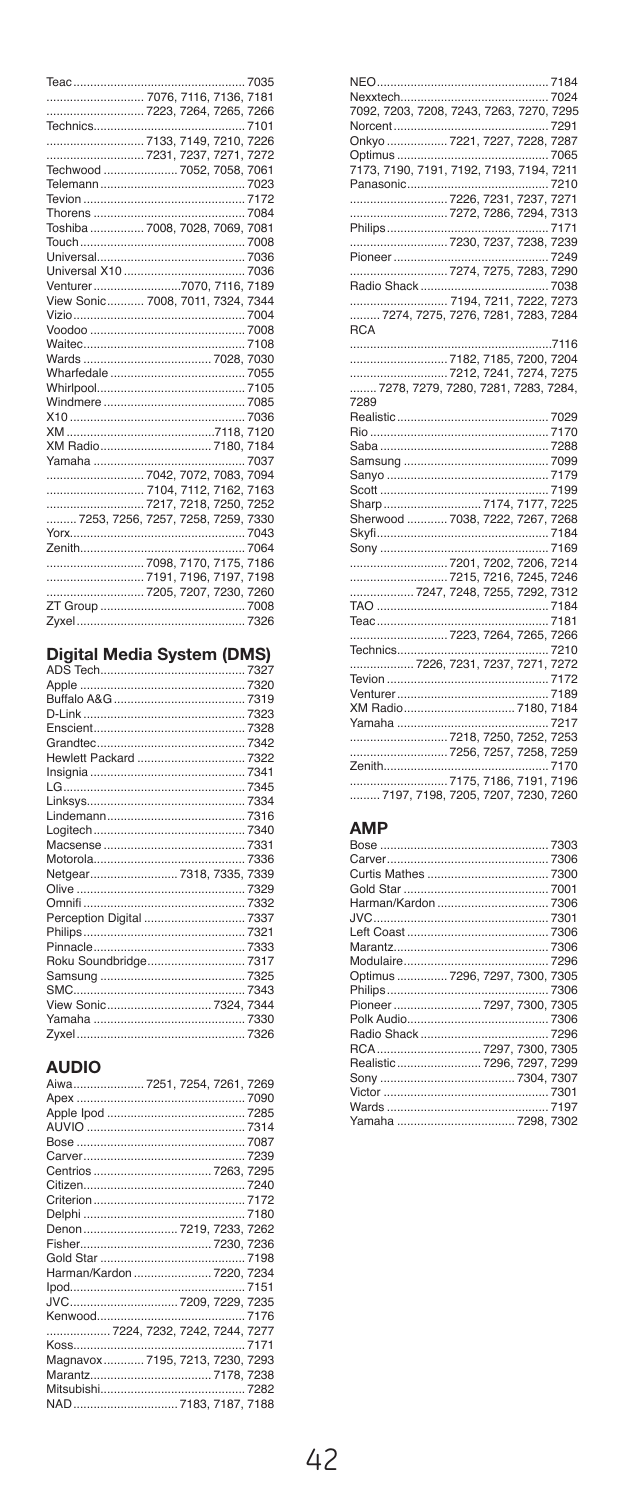Teac ........................................ 7035
............................ 7076, 7116, 7136, 7181
............................ 7223, 7264, 7265, 7266
Technics ........................................ 7101
............................ 7133, 7149, 7210, 7226
............................ 7231, 7237, 7271, 7272
Techwood ...................... 7052, 7058, 7061
Telemann ........................................ 7023
Tevion ........................................ 7172
Thorens ........................................ 7084
Toshiba ................ 7008, 7028, 7069, 7081
Touch ........................................ 7008
Universal ........................................ 7036
Universal X10 ........................................ 7036
Venturer ........................ 7070, 7116, 7189
View Sonic ........... 7008, 7011, 7324, 7344
Vizio ........................................ 7004
Voodoo ........................................ 7008
Waitec ........................................ 7108
Wards ...................................... 7028, 7030
Wharfedale ........................................ 7055
Whirlpool ........................................ 7105
Windmere ........................................ 7085
X10 ........................................ 7036
XM ........................................ 7118, 7120
XM Radio ................................ 7180, 7184
Yamaha ........................................ 7037
............................ 7042, 7072, 7083, 7094
............................ 7104, 7112, 7162, 7163
............................ 7217, 7218, 7250, 7252
......... 7253, 7256, 7257, 7258, 7259, 7330
Yorx ........................................ 7043
Zenith ........................................ 7064
............................ 7098, 7170, 7175, 7186
............................ 7191, 7196, 7197, 7198
............................ 7205, 7207, 7230, 7260
ZT Group ........................................ 7008
Zyxel ........................................ 7326

## Digital Media System (DMS)

ADS Tech ........................................ 7327
Apple ........................................ 7320
Buffalo A&G ........................................ 7319
D-Link ........................................ 7323
Enscient ........................................ 7328
Grandtec ........................................ 7342
Hewlett Packard ........................................ 7322
Insignia ........................................ 7341
LG ........................................ 7345
Linksys ........................................ 7334
Lindemann ........................................ 7316
Logitech ........................................ 7340
Macsense ........................................ 7331
Motorola ........................................ 7336
Netgear ........................ 7318, 7335, 7339
Olive ........................................ 7329
Omnifi ........................................ 7332
Perception Digital ........................................ 7337
Philips ........................................ 7321
Pinnacle ........................................ 7333
Roku Soundbridge ........................................ 7317
Samsung ........................................ 7325
SMC ........................................ 7343
View Sonic ................................ 7324, 7344
Yamaha ........................................ 7330
Zyxel ........................................ 7326

## AUDIO

Aiwa ..................... 7251, 7254, 7261, 7269
Apex ........................................ 7090
Apple Ipod ........................................ 7285
AUVIO ........................................ 7314
Bose ........................................ 7087
Carver ........................................ 7239
Centrios ...................................... 7263, 7295
Citizen ........................................ 7240
Criterion ........................................ 7172
Delphi ........................................ 7180
Denon ........................ 7219, 7233, 7262
Fisher ...................................... 7230, 7236
Gold Star ........................................ 7198
Harman/Kardon ........................ 7220, 7234
Ipod ........................................ 7151
JVC ........................ 7209, 7229, 7235
Kenwood ........................................ 7176
.................. 7224, 7232, 7242, 7244, 7277
Koss ........................................ 7171
Magnavox ............ 7195, 7213, 7230, 7293
Marantz ...................................... 7178, 7238
Mitsubishi ........................................ 7282
NAD ........................ 7183, 7187, 7188

NEO ........................................ 7184
Nexxtech ........................................ 7024
7092, 7203, 7208, 7243, 7263, 7270, 7295
Norcent ........................................ 7291
Onkyo .................. 7221, 7227, 7228, 7287
Optimus ........................................ 7065
7173, 7190, 7191, 7192, 7193, 7194, 7211
Panasonic ........................................ 7210
............................ 7226, 7231, 7237, 7271
............................ 7272, 7286, 7294, 7313
Philips ........................................ 7171
............................ 7230, 7237, 7238, 7239
Pioneer ........................................ 7249
............................ 7274, 7275, 7283, 7290
Radio Shack ........................................ 7038
............................ 7194, 7211, 7222, 7273
......... 7274, 7275, 7276, 7281, 7283, 7284
RCA
........................................ 7116
............................ 7182, 7185, 7200, 7204
............................ 7212, 7241, 7274, 7275
........ 7278, 7279, 7280, 7281, 7283, 7284, 7289
Realistic ........................................ 7029
Rio ........................................ 7170
Saba ........................................ 7288
Samsung ........................................ 7099
Sanyo ........................................ 7179
Scott ........................................ 7199
Sharp ........................ 7174, 7177, 7225
Sherwood ............ 7038, 7222, 7267, 7268
Skyfi ........................................ 7184
Sony ........................................ 7169
............................ 7201, 7202, 7206, 7214
............................ 7215, 7216, 7245, 7246
.................. 7247, 7248, 7255, 7292, 7312
TAO ........................................ 7184
Teac ........................................ 7181
............................ 7223, 7264, 7265, 7266
Technics ........................................ 7210
.................. 7226, 7231, 7237, 7271, 7272
Tevion ........................................ 7172
Venturer ........................................ 7189
XM Radio ................................ 7180, 7184
Yamaha ........................................ 7217
............................ 7218, 7250, 7252, 7253
............................ 7256, 7257, 7258, 7259
Zenith ........................................ 7170
............................ 7175, 7186, 7191, 7196
......... 7197, 7198, 7205, 7207, 7230, 7260

## AMP

Bose ........................................ 7303
Carver ........................................ 7306
Curtis Mathes ........................................ 7300
Gold Star ........................................ 7001
Harman/Kardon ........................................ 7306
JVC ........................................ 7301
Left Coast ........................................ 7306
Marantz ........................................ 7306
Modulaire ........................................ 7296
Optimus .............. 7296, 7297, 7300, 7305
Philips ........................................ 7306
Pioneer ........................ 7297, 7300, 7305
Polk Audio ........................................ 7306
Radio Shack ........................................ 7296
RCA ........................ 7297, 7300, 7305
Realistic ........................ 7296, 7297, 7299
Sony ...................................... 7304, 7307
Victor ........................................ 7301
Wards ........................................ 7197
Yamaha ...................................... 7298, 7302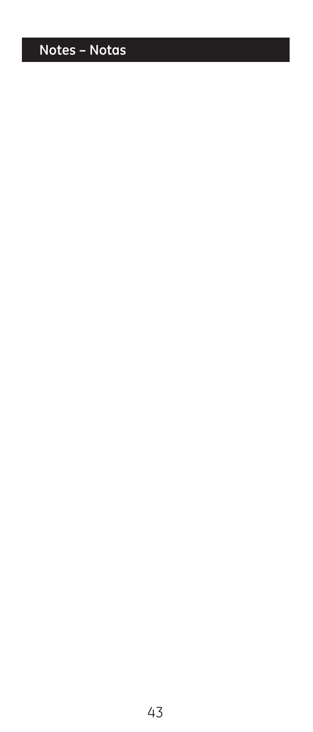# Notes – Notas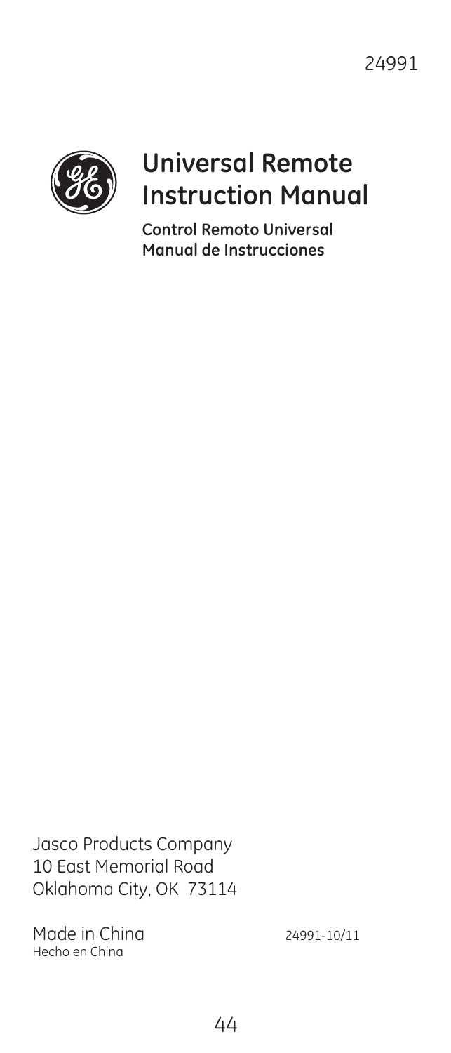24991

# Universal Remote Instruction Manual

**Control Remoto Universal**
**Manual de Instrucciones**

Jasco Products Company
10 East Memorial Road
Oklahoma City, OK 73114

Made in China
Hecho en China

24991-10/11